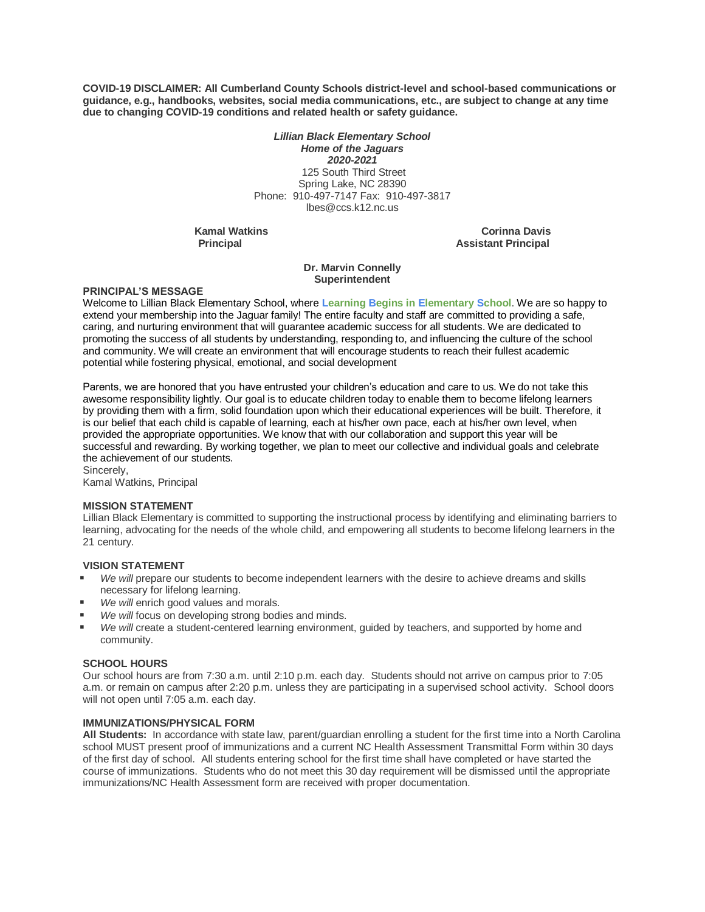**COVID-19 DISCLAIMER: All Cumberland County Schools district-level and school-based communications or guidance, e.g., handbooks, websites, social media communications, etc., are subject to change at any time due to changing COVID-19 conditions and related health or safety guidance.**

***Lillian Black Elementary School***
***Home of the Jaguars***
***2020-2021***
125 South Third Street
Spring Lake, NC 28390
Phone: 910-497-7147 Fax: 910-497-3817
lbes@ccs.k12.nc.us

**Kamal Watkins**
**Principal**

**Corinna Davis**
**Assistant Principal**

**Dr. Marvin Connelly**
**Superintendent**

## PRINCIPAL'S MESSAGE

Welcome to Lillian Black Elementary School, where **Learning Begins in Elementary School**. We are so happy to extend your membership into the Jaguar family! The entire faculty and staff are committed to providing a safe, caring, and nurturing environment that will guarantee academic success for all students. We are dedicated to promoting the success of all students by understanding, responding to, and influencing the culture of the school and community. We will create an environment that will encourage students to reach their fullest academic potential while fostering physical, emotional, and social development

Parents, we are honored that you have entrusted your children's education and care to us. We do not take this awesome responsibility lightly. Our goal is to educate children today to enable them to become lifelong learners by providing them with a firm, solid foundation upon which their educational experiences will be built. Therefore, it is our belief that each child is capable of learning, each at his/her own pace, each at his/her own level, when provided the appropriate opportunities. We know that with our collaboration and support this year will be successful and rewarding. By working together, we plan to meet our collective and individual goals and celebrate the achievement of our students.

Sincerely,
Kamal Watkins, Principal

## MISSION STATEMENT

Lillian Black Elementary is committed to supporting the instructional process by identifying and eliminating barriers to learning, advocating for the needs of the whole child, and empowering all students to become lifelong learners in the 21 century.

## VISION STATEMENT

- *We will* prepare our students to become independent learners with the desire to achieve dreams and skills necessary for lifelong learning.
- *We will* enrich good values and morals.
- *We will* focus on developing strong bodies and minds.
- *We will* create a student-centered learning environment, guided by teachers, and supported by home and community.

## SCHOOL HOURS

Our school hours are from 7:30 a.m. until 2:10 p.m. each day. Students should not arrive on campus prior to 7:05 a.m. or remain on campus after 2:20 p.m. unless they are participating in a supervised school activity. School doors will not open until 7:05 a.m. each day.

## IMMUNIZATIONS/PHYSICAL FORM

**All Students:** In accordance with state law, parent/guardian enrolling a student for the first time into a North Carolina school MUST present proof of immunizations and a current NC Health Assessment Transmittal Form within 30 days of the first day of school. All students entering school for the first time shall have completed or have started the course of immunizations. Students who do not meet this 30 day requirement will be dismissed until the appropriate immunizations/NC Health Assessment form are received with proper documentation.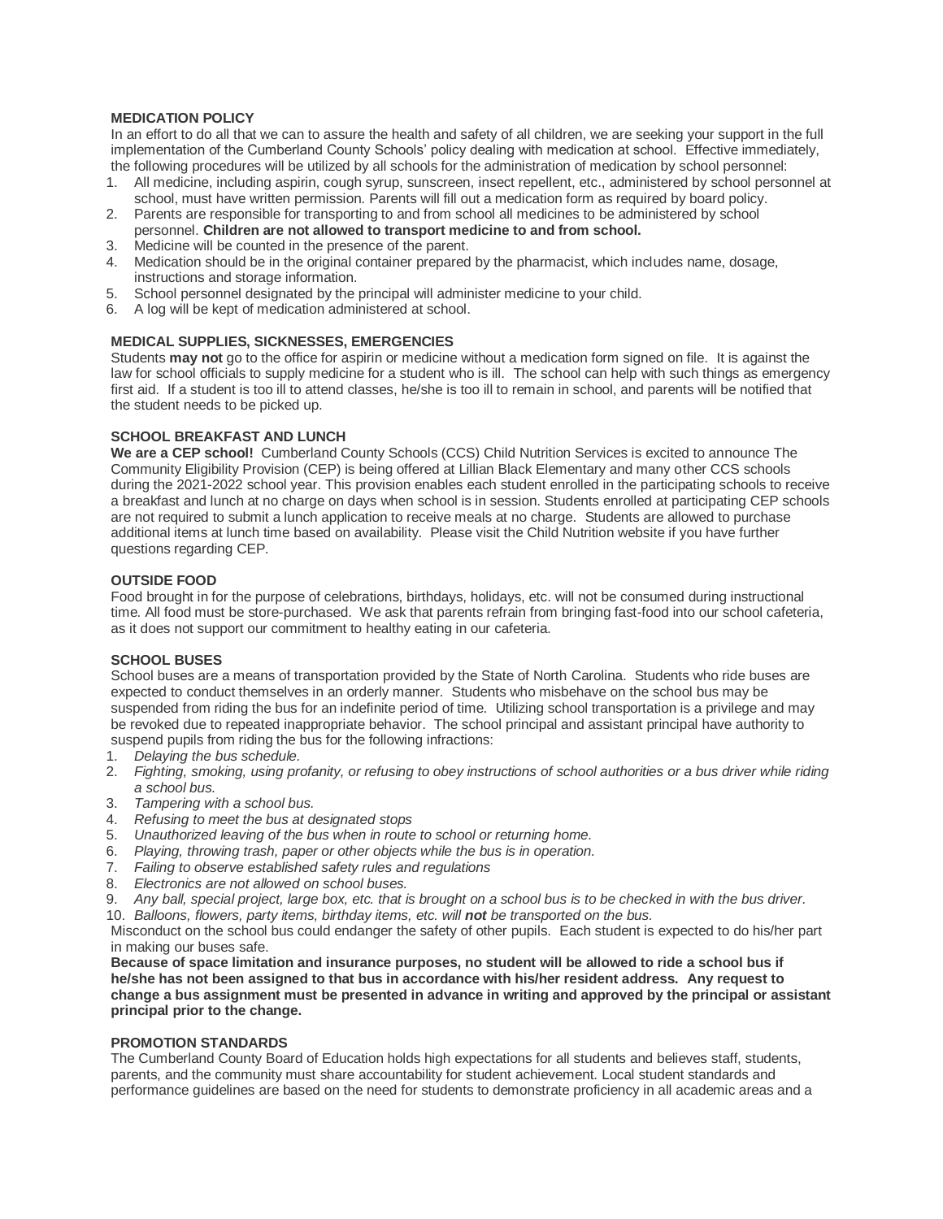## MEDICATION POLICY

In an effort to do all that we can to assure the health and safety of all children, we are seeking your support in the full implementation of the Cumberland County Schools' policy dealing with medication at school. Effective immediately, the following procedures will be utilized by all schools for the administration of medication by school personnel:

1. All medicine, including aspirin, cough syrup, sunscreen, insect repellent, etc., administered by school personnel at school, must have written permission. Parents will fill out a medication form as required by board policy.
2. Parents are responsible for transporting to and from school all medicines to be administered by school personnel. **Children are not allowed to transport medicine to and from school.**
3. Medicine will be counted in the presence of the parent.
4. Medication should be in the original container prepared by the pharmacist, which includes name, dosage, instructions and storage information.
5. School personnel designated by the principal will administer medicine to your child.
6. A log will be kept of medication administered at school.

## MEDICAL SUPPLIES, SICKNESSES, EMERGENCIES

Students **may not** go to the office for aspirin or medicine without a medication form signed on file. It is against the law for school officials to supply medicine for a student who is ill. The school can help with such things as emergency first aid. If a student is too ill to attend classes, he/she is too ill to remain in school, and parents will be notified that the student needs to be picked up.

## SCHOOL BREAKFAST AND LUNCH

**We are a CEP school!** Cumberland County Schools (CCS) Child Nutrition Services is excited to announce The Community Eligibility Provision (CEP) is being offered at Lillian Black Elementary and many other CCS schools during the 2021-2022 school year. This provision enables each student enrolled in the participating schools to receive a breakfast and lunch at no charge on days when school is in session. Students enrolled at participating CEP schools are not required to submit a lunch application to receive meals at no charge. Students are allowed to purchase additional items at lunch time based on availability. Please visit the Child Nutrition website if you have further questions regarding CEP.

## OUTSIDE FOOD

Food brought in for the purpose of celebrations, birthdays, holidays, etc. will not be consumed during instructional time. All food must be store-purchased. We ask that parents refrain from bringing fast-food into our school cafeteria, as it does not support our commitment to healthy eating in our cafeteria.

## SCHOOL BUSES

School buses are a means of transportation provided by the State of North Carolina. Students who ride buses are expected to conduct themselves in an orderly manner. Students who misbehave on the school bus may be suspended from riding the bus for an indefinite period of time. Utilizing school transportation is a privilege and may be revoked due to repeated inappropriate behavior. The school principal and assistant principal have authority to suspend pupils from riding the bus for the following infractions:

1. *Delaying the bus schedule.*
2. *Fighting, smoking, using profanity, or refusing to obey instructions of school authorities or a bus driver while riding a school bus.*
3. *Tampering with a school bus.*
4. *Refusing to meet the bus at designated stops*
5. *Unauthorized leaving of the bus when in route to school or returning home.*
6. *Playing, throwing trash, paper or other objects while the bus is in operation.*
7. *Failing to observe established safety rules and regulations*
8. *Electronics are not allowed on school buses.*
9. *Any ball, special project, large box, etc. that is brought on a school bus is to be checked in with the bus driver.*
10. *Balloons, flowers, party items, birthday items, etc. will **not** be transported on the bus.*

Misconduct on the school bus could endanger the safety of other pupils. Each student is expected to do his/her part in making our buses safe.

**Because of space limitation and insurance purposes, no student will be allowed to ride a school bus if he/she has not been assigned to that bus in accordance with his/her resident address. Any request to change a bus assignment must be presented in advance in writing and approved by the principal or assistant principal prior to the change.**

## PROMOTION STANDARDS

The Cumberland County Board of Education holds high expectations for all students and believes staff, students, parents, and the community must share accountability for student achievement. Local student standards and performance guidelines are based on the need for students to demonstrate proficiency in all academic areas and a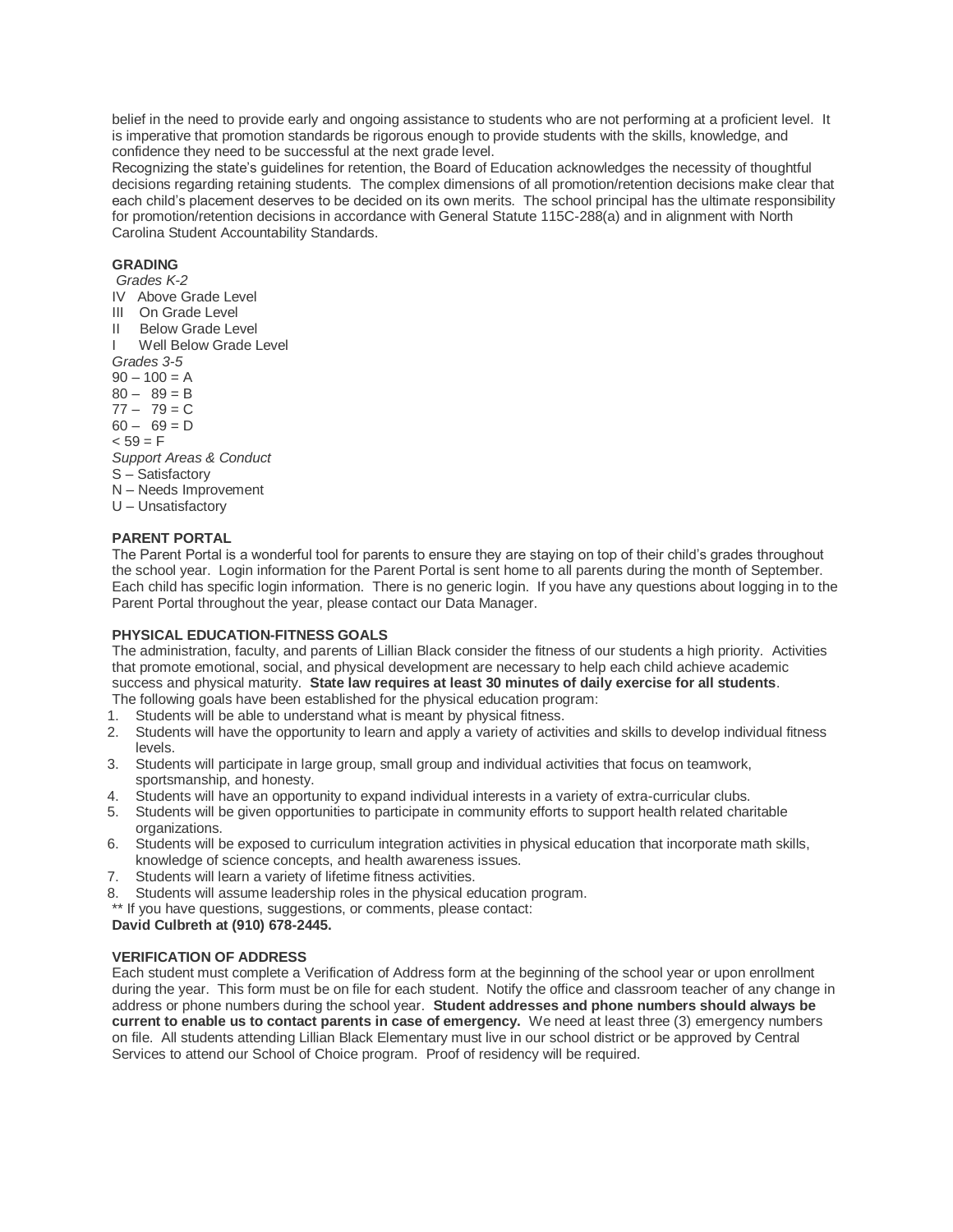belief in the need to provide early and ongoing assistance to students who are not performing at a proficient level. It is imperative that promotion standards be rigorous enough to provide students with the skills, knowledge, and confidence they need to be successful at the next grade level.

Recognizing the state's guidelines for retention, the Board of Education acknowledges the necessity of thoughtful decisions regarding retaining students. The complex dimensions of all promotion/retention decisions make clear that each child's placement deserves to be decided on its own merits. The school principal has the ultimate responsibility for promotion/retention decisions in accordance with General Statute 115C-288(a) and in alignment with North Carolina Student Accountability Standards.

**GRADING**

*Grades K-2*

IV Above Grade Level
III On Grade Level
II Below Grade Level
I Well Below Grade Level

*Grades 3-5*

90 – 100 = A
80 – 89 = B
77 – 79 = C
60 – 69 = D
< 59 = F

*Support Areas & Conduct*

S – Satisfactory
N – Needs Improvement
U – Unsatisfactory

**PARENT PORTAL**

The Parent Portal is a wonderful tool for parents to ensure they are staying on top of their child's grades throughout the school year. Login information for the Parent Portal is sent home to all parents during the month of September. Each child has specific login information. There is no generic login. If you have any questions about logging in to the Parent Portal throughout the year, please contact our Data Manager.

**PHYSICAL EDUCATION-FITNESS GOALS**

The administration, faculty, and parents of Lillian Black consider the fitness of our students a high priority. Activities that promote emotional, social, and physical development are necessary to help each child achieve academic success and physical maturity. **State law requires at least 30 minutes of daily exercise for all students**. The following goals have been established for the physical education program:

1. Students will be able to understand what is meant by physical fitness.
2. Students will have the opportunity to learn and apply a variety of activities and skills to develop individual fitness levels.
3. Students will participate in large group, small group and individual activities that focus on teamwork, sportsmanship, and honesty.
4. Students will have an opportunity to expand individual interests in a variety of extra-curricular clubs.
5. Students will be given opportunities to participate in community efforts to support health related charitable organizations.
6. Students will be exposed to curriculum integration activities in physical education that incorporate math skills, knowledge of science concepts, and health awareness issues.
7. Students will learn a variety of lifetime fitness activities.
8. Students will assume leadership roles in the physical education program.

** If you have questions, suggestions, or comments, please contact:
**David Culbreth at (910) 678-2445.**

**VERIFICATION OF ADDRESS**

Each student must complete a Verification of Address form at the beginning of the school year or upon enrollment during the year. This form must be on file for each student. Notify the office and classroom teacher of any change in address or phone numbers during the school year. **Student addresses and phone numbers should always be current to enable us to contact parents in case of emergency.** We need at least three (3) emergency numbers on file. All students attending Lillian Black Elementary must live in our school district or be approved by Central Services to attend our School of Choice program. Proof of residency will be required.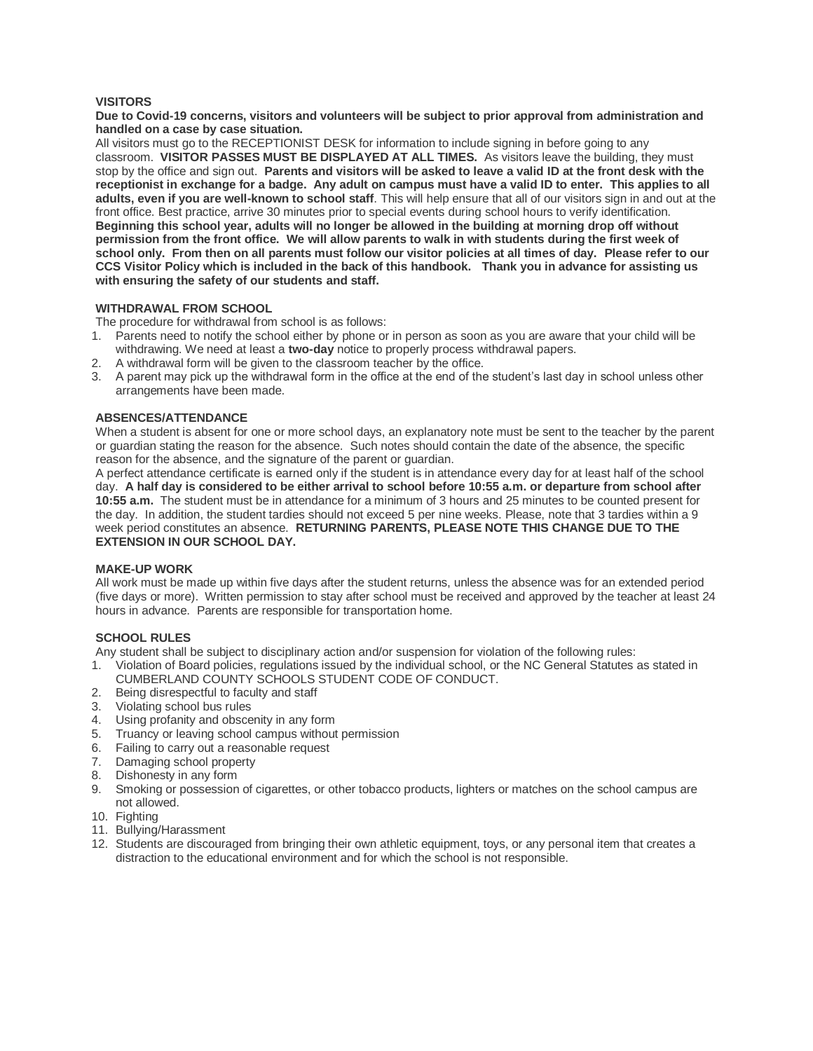### VISITORS

**Due to Covid-19 concerns, visitors and volunteers will be subject to prior approval from administration and handled on a case by case situation.**

All visitors must go to the RECEPTIONIST DESK for information to include signing in before going to any classroom. **VISITOR PASSES MUST BE DISPLAYED AT ALL TIMES.** As visitors leave the building, they must stop by the office and sign out. **Parents and visitors will be asked to leave a valid ID at the front desk with the receptionist in exchange for a badge. Any adult on campus must have a valid ID to enter. This applies to all adults, even if you are well-known to school staff**. This will help ensure that all of our visitors sign in and out at the front office. Best practice, arrive 30 minutes prior to special events during school hours to verify identification. **Beginning this school year, adults will no longer be allowed in the building at morning drop off without permission from the front office. We will allow parents to walk in with students during the first week of school only. From then on all parents must follow our visitor policies at all times of day. Please refer to our CCS Visitor Policy which is included in the back of this handbook. Thank you in advance for assisting us with ensuring the safety of our students and staff.**

### WITHDRAWAL FROM SCHOOL

The procedure for withdrawal from school is as follows:

1. Parents need to notify the school either by phone or in person as soon as you are aware that your child will be withdrawing. We need at least a **two-day** notice to properly process withdrawal papers.
2. A withdrawal form will be given to the classroom teacher by the office.
3. A parent may pick up the withdrawal form in the office at the end of the student's last day in school unless other arrangements have been made.

### ABSENCES/ATTENDANCE

When a student is absent for one or more school days, an explanatory note must be sent to the teacher by the parent or guardian stating the reason for the absence. Such notes should contain the date of the absence, the specific reason for the absence, and the signature of the parent or guardian.

A perfect attendance certificate is earned only if the student is in attendance every day for at least half of the school day. **A half day is considered to be either arrival to school before 10:55 a.m. or departure from school after 10:55 a.m.** The student must be in attendance for a minimum of 3 hours and 25 minutes to be counted present for the day. In addition, the student tardies should not exceed 5 per nine weeks. Please, note that 3 tardies within a 9 week period constitutes an absence. **RETURNING PARENTS, PLEASE NOTE THIS CHANGE DUE TO THE EXTENSION IN OUR SCHOOL DAY.**

### MAKE-UP WORK

All work must be made up within five days after the student returns, unless the absence was for an extended period (five days or more). Written permission to stay after school must be received and approved by the teacher at least 24 hours in advance. Parents are responsible for transportation home.

### SCHOOL RULES

Any student shall be subject to disciplinary action and/or suspension for violation of the following rules:

1. Violation of Board policies, regulations issued by the individual school, or the NC General Statutes as stated in CUMBERLAND COUNTY SCHOOLS STUDENT CODE OF CONDUCT.
2. Being disrespectful to faculty and staff
3. Violating school bus rules
4. Using profanity and obscenity in any form
5. Truancy or leaving school campus without permission
6. Failing to carry out a reasonable request
7. Damaging school property
8. Dishonesty in any form
9. Smoking or possession of cigarettes, or other tobacco products, lighters or matches on the school campus are not allowed.
10. Fighting
11. Bullying/Harassment
12. Students are discouraged from bringing their own athletic equipment, toys, or any personal item that creates a distraction to the educational environment and for which the school is not responsible.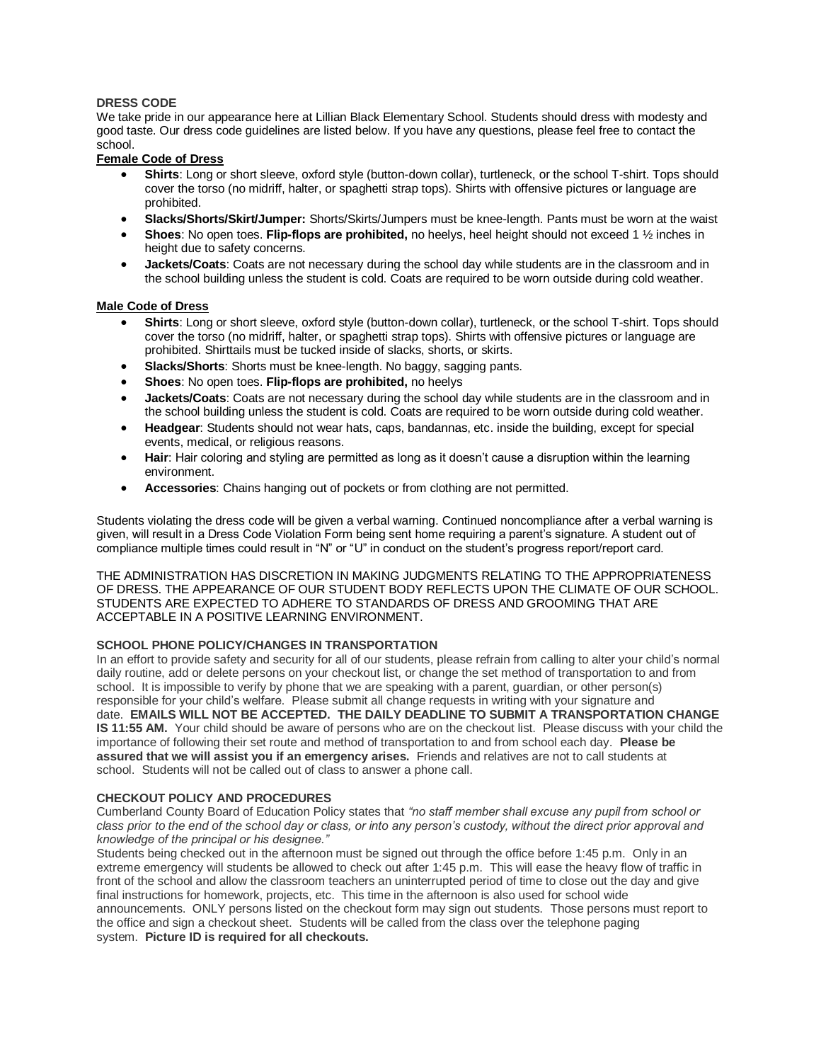## DRESS CODE

We take pride in our appearance here at Lillian Black Elementary School. Students should dress with modesty and good taste. Our dress code guidelines are listed below. If you have any questions, please feel free to contact the school.

### Female Code of Dress

- **Shirts**: Long or short sleeve, oxford style (button-down collar), turtleneck, or the school T-shirt. Tops should cover the torso (no midriff, halter, or spaghetti strap tops). Shirts with offensive pictures or language are prohibited.
- **Slacks/Shorts/Skirt/Jumper:** Shorts/Skirts/Jumpers must be knee-length. Pants must be worn at the waist
- **Shoes**: No open toes. **Flip-flops are prohibited,** no heelys, heel height should not exceed 1 ½ inches in height due to safety concerns.
- **Jackets/Coats**: Coats are not necessary during the school day while students are in the classroom and in the school building unless the student is cold. Coats are required to be worn outside during cold weather.

### Male Code of Dress

- **Shirts**: Long or short sleeve, oxford style (button-down collar), turtleneck, or the school T-shirt. Tops should cover the torso (no midriff, halter, or spaghetti strap tops). Shirts with offensive pictures or language are prohibited. Shirttails must be tucked inside of slacks, shorts, or skirts.
- **Slacks/Shorts**: Shorts must be knee-length. No baggy, sagging pants.
- **Shoes**: No open toes. **Flip-flops are prohibited,** no heelys
- **Jackets/Coats**: Coats are not necessary during the school day while students are in the classroom and in the school building unless the student is cold. Coats are required to be worn outside during cold weather.
- **Headgear**: Students should not wear hats, caps, bandannas, etc. inside the building, except for special events, medical, or religious reasons.
- **Hair**: Hair coloring and styling are permitted as long as it doesn't cause a disruption within the learning environment.
- **Accessories**: Chains hanging out of pockets or from clothing are not permitted.

Students violating the dress code will be given a verbal warning. Continued noncompliance after a verbal warning is given, will result in a Dress Code Violation Form being sent home requiring a parent's signature. A student out of compliance multiple times could result in "N" or "U" in conduct on the student's progress report/report card.

THE ADMINISTRATION HAS DISCRETION IN MAKING JUDGMENTS RELATING TO THE APPROPRIATENESS OF DRESS. THE APPEARANCE OF OUR STUDENT BODY REFLECTS UPON THE CLIMATE OF OUR SCHOOL. STUDENTS ARE EXPECTED TO ADHERE TO STANDARDS OF DRESS AND GROOMING THAT ARE ACCEPTABLE IN A POSITIVE LEARNING ENVIRONMENT.

## SCHOOL PHONE POLICY/CHANGES IN TRANSPORTATION

In an effort to provide safety and security for all of our students, please refrain from calling to alter your child's normal daily routine, add or delete persons on your checkout list, or change the set method of transportation to and from school. It is impossible to verify by phone that we are speaking with a parent, guardian, or other person(s) responsible for your child's welfare. Please submit all change requests in writing with your signature and date. **EMAILS WILL NOT BE ACCEPTED. THE DAILY DEADLINE TO SUBMIT A TRANSPORTATION CHANGE IS 11:55 AM.** Your child should be aware of persons who are on the checkout list. Please discuss with your child the importance of following their set route and method of transportation to and from school each day. **Please be assured that we will assist you if an emergency arises.** Friends and relatives are not to call students at school. Students will not be called out of class to answer a phone call.

## CHECKOUT POLICY AND PROCEDURES

Cumberland County Board of Education Policy states that *"no staff member shall excuse any pupil from school or class prior to the end of the school day or class, or into any person's custody, without the direct prior approval and knowledge of the principal or his designee."*

Students being checked out in the afternoon must be signed out through the office before 1:45 p.m. Only in an extreme emergency will students be allowed to check out after 1:45 p.m. This will ease the heavy flow of traffic in front of the school and allow the classroom teachers an uninterrupted period of time to close out the day and give final instructions for homework, projects, etc. This time in the afternoon is also used for school wide announcements. ONLY persons listed on the checkout form may sign out students. Those persons must report to the office and sign a checkout sheet. Students will be called from the class over the telephone paging system. **Picture ID is required for all checkouts.**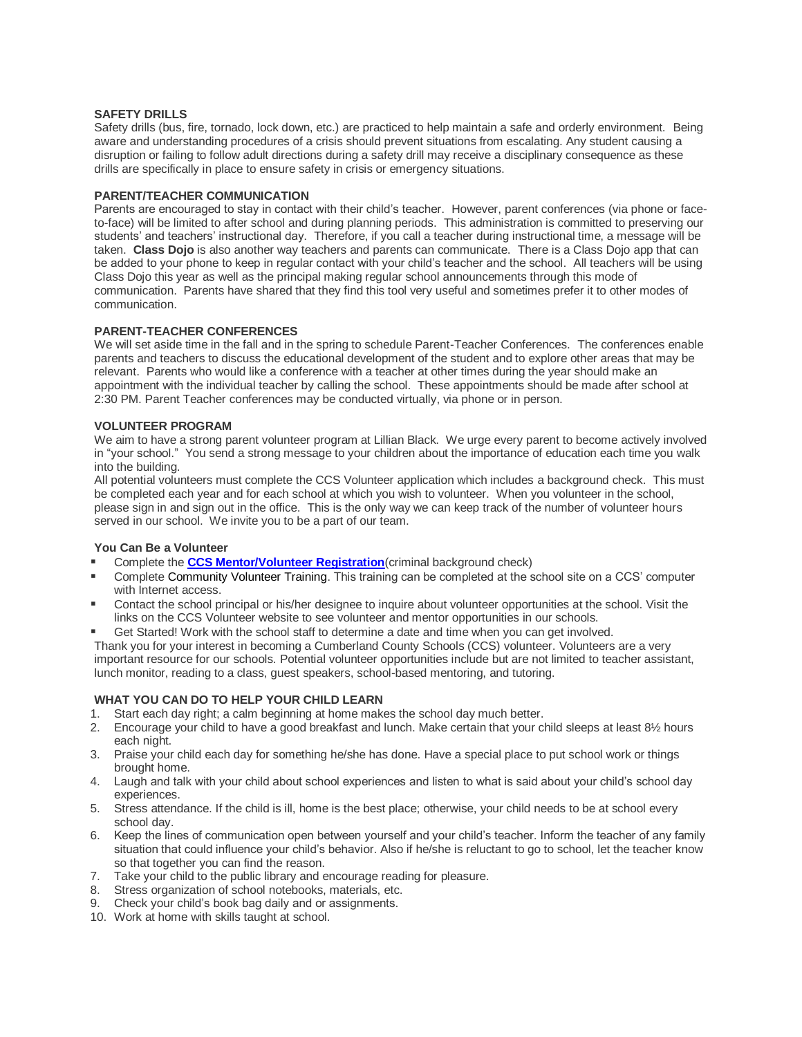## SAFETY DRILLS

Safety drills (bus, fire, tornado, lock down, etc.) are practiced to help maintain a safe and orderly environment. Being aware and understanding procedures of a crisis should prevent situations from escalating. Any student causing a disruption or failing to follow adult directions during a safety drill may receive a disciplinary consequence as these drills are specifically in place to ensure safety in crisis or emergency situations.

## PARENT/TEACHER COMMUNICATION

Parents are encouraged to stay in contact with their child's teacher. However, parent conferences (via phone or face-to-face) will be limited to after school and during planning periods. This administration is committed to preserving our students' and teachers' instructional day. Therefore, if you call a teacher during instructional time, a message will be taken. **Class Dojo** is also another way teachers and parents can communicate. There is a Class Dojo app that can be added to your phone to keep in regular contact with your child's teacher and the school. All teachers will be using Class Dojo this year as well as the principal making regular school announcements through this mode of communication. Parents have shared that they find this tool very useful and sometimes prefer it to other modes of communication.

## PARENT-TEACHER CONFERENCES

We will set aside time in the fall and in the spring to schedule Parent-Teacher Conferences. The conferences enable parents and teachers to discuss the educational development of the student and to explore other areas that may be relevant. Parents who would like a conference with a teacher at other times during the year should make an appointment with the individual teacher by calling the school. These appointments should be made after school at 2:30 PM. Parent Teacher conferences may be conducted virtually, via phone or in person.

## VOLUNTEER PROGRAM

We aim to have a strong parent volunteer program at Lillian Black. We urge every parent to become actively involved in "your school." You send a strong message to your children about the importance of education each time you walk into the building.

All potential volunteers must complete the CCS Volunteer application which includes a background check. This must be completed each year and for each school at which you wish to volunteer. When you volunteer in the school, please sign in and sign out in the office. This is the only way we can keep track of the number of volunteer hours served in our school. We invite you to be a part of our team.

### You Can Be a Volunteer

- Complete the **CCS Mentor/Volunteer Registration**(criminal background check)
- Complete Community Volunteer Training. This training can be completed at the school site on a CCS' computer with Internet access.
- Contact the school principal or his/her designee to inquire about volunteer opportunities at the school. Visit the links on the CCS Volunteer website to see volunteer and mentor opportunities in our schools.
- Get Started! Work with the school staff to determine a date and time when you can get involved.

Thank you for your interest in becoming a Cumberland County Schools (CCS) volunteer. Volunteers are a very important resource for our schools. Potential volunteer opportunities include but are not limited to teacher assistant, lunch monitor, reading to a class, guest speakers, school-based mentoring, and tutoring.

## WHAT YOU CAN DO TO HELP YOUR CHILD LEARN

1. Start each day right; a calm beginning at home makes the school day much better.
2. Encourage your child to have a good breakfast and lunch. Make certain that your child sleeps at least 8½ hours each night.
3. Praise your child each day for something he/she has done. Have a special place to put school work or things brought home.
4. Laugh and talk with your child about school experiences and listen to what is said about your child's school day experiences.
5. Stress attendance. If the child is ill, home is the best place; otherwise, your child needs to be at school every school day.
6. Keep the lines of communication open between yourself and your child's teacher. Inform the teacher of any family situation that could influence your child's behavior. Also if he/she is reluctant to go to school, let the teacher know so that together you can find the reason.
7. Take your child to the public library and encourage reading for pleasure.
8. Stress organization of school notebooks, materials, etc.
9. Check your child's book bag daily and or assignments.
10. Work at home with skills taught at school.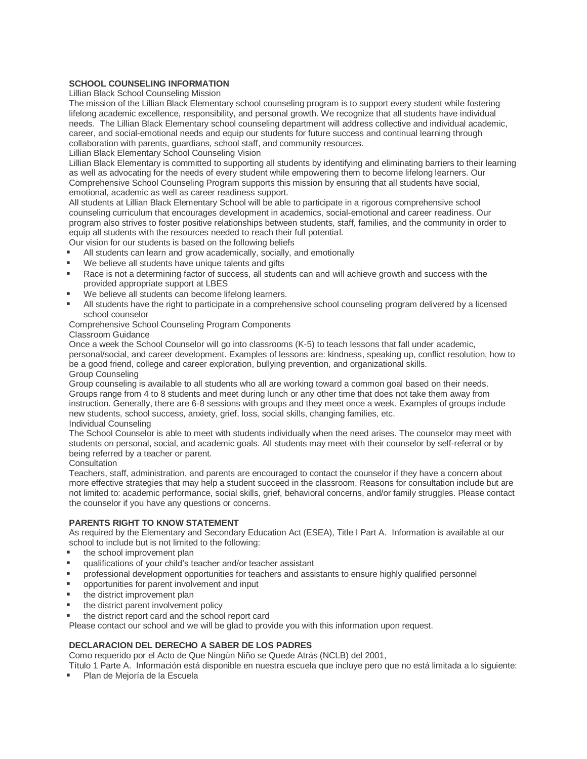## SCHOOL COUNSELING INFORMATION

Lillian Black School Counseling Mission

The mission of the Lillian Black Elementary school counseling program is to support every student while fostering lifelong academic excellence, responsibility, and personal growth. We recognize that all students have individual needs. The Lillian Black Elementary school counseling department will address collective and individual academic, career, and social-emotional needs and equip our students for future success and continual learning through collaboration with parents, guardians, school staff, and community resources.

Lillian Black Elementary School Counseling Vision

Lillian Black Elementary is committed to supporting all students by identifying and eliminating barriers to their learning as well as advocating for the needs of every student while empowering them to become lifelong learners. Our Comprehensive School Counseling Program supports this mission by ensuring that all students have social, emotional, academic as well as career readiness support.

All students at Lillian Black Elementary School will be able to participate in a rigorous comprehensive school counseling curriculum that encourages development in academics, social-emotional and career readiness. Our program also strives to foster positive relationships between students, staff, families, and the community in order to equip all students with the resources needed to reach their full potential.

Our vision for our students is based on the following beliefs

- All students can learn and grow academically, socially, and emotionally
- We believe all students have unique talents and gifts
- Race is not a determining factor of success, all students can and will achieve growth and success with the provided appropriate support at LBES
- We believe all students can become lifelong learners.
- All students have the right to participate in a comprehensive school counseling program delivered by a licensed school counselor

Comprehensive School Counseling Program Components

Classroom Guidance

Once a week the School Counselor will go into classrooms (K-5) to teach lessons that fall under academic, personal/social, and career development. Examples of lessons are: kindness, speaking up, conflict resolution, how to be a good friend, college and career exploration, bullying prevention, and organizational skills.

Group Counseling

Group counseling is available to all students who all are working toward a common goal based on their needs. Groups range from 4 to 8 students and meet during lunch or any other time that does not take them away from instruction. Generally, there are 6-8 sessions with groups and they meet once a week. Examples of groups include new students, school success, anxiety, grief, loss, social skills, changing families, etc.

Individual Counseling

The School Counselor is able to meet with students individually when the need arises. The counselor may meet with students on personal, social, and academic goals. All students may meet with their counselor by self-referral or by being referred by a teacher or parent.

Consultation

Teachers, staff, administration, and parents are encouraged to contact the counselor if they have a concern about more effective strategies that may help a student succeed in the classroom. Reasons for consultation include but are not limited to: academic performance, social skills, grief, behavioral concerns, and/or family struggles. Please contact the counselor if you have any questions or concerns.

## PARENTS RIGHT TO KNOW STATEMENT

As required by the Elementary and Secondary Education Act (ESEA), Title I Part A. Information is available at our school to include but is not limited to the following:

- the school improvement plan
- qualifications of your child's teacher and/or teacher assistant
- professional development opportunities for teachers and assistants to ensure highly qualified personnel
- opportunities for parent involvement and input
- the district improvement plan
- the district parent involvement policy
- the district report card and the school report card

Please contact our school and we will be glad to provide you with this information upon request.

## DECLARACION DEL DERECHO A SABER DE LOS PADRES

Como requerido por el Acto de Que Ningún Niño se Quede Atrás (NCLB) del 2001,

Título 1 Parte A. Información está disponible en nuestra escuela que incluye pero que no está limitada a lo siguiente:

- Plan de Mejoría de la Escuela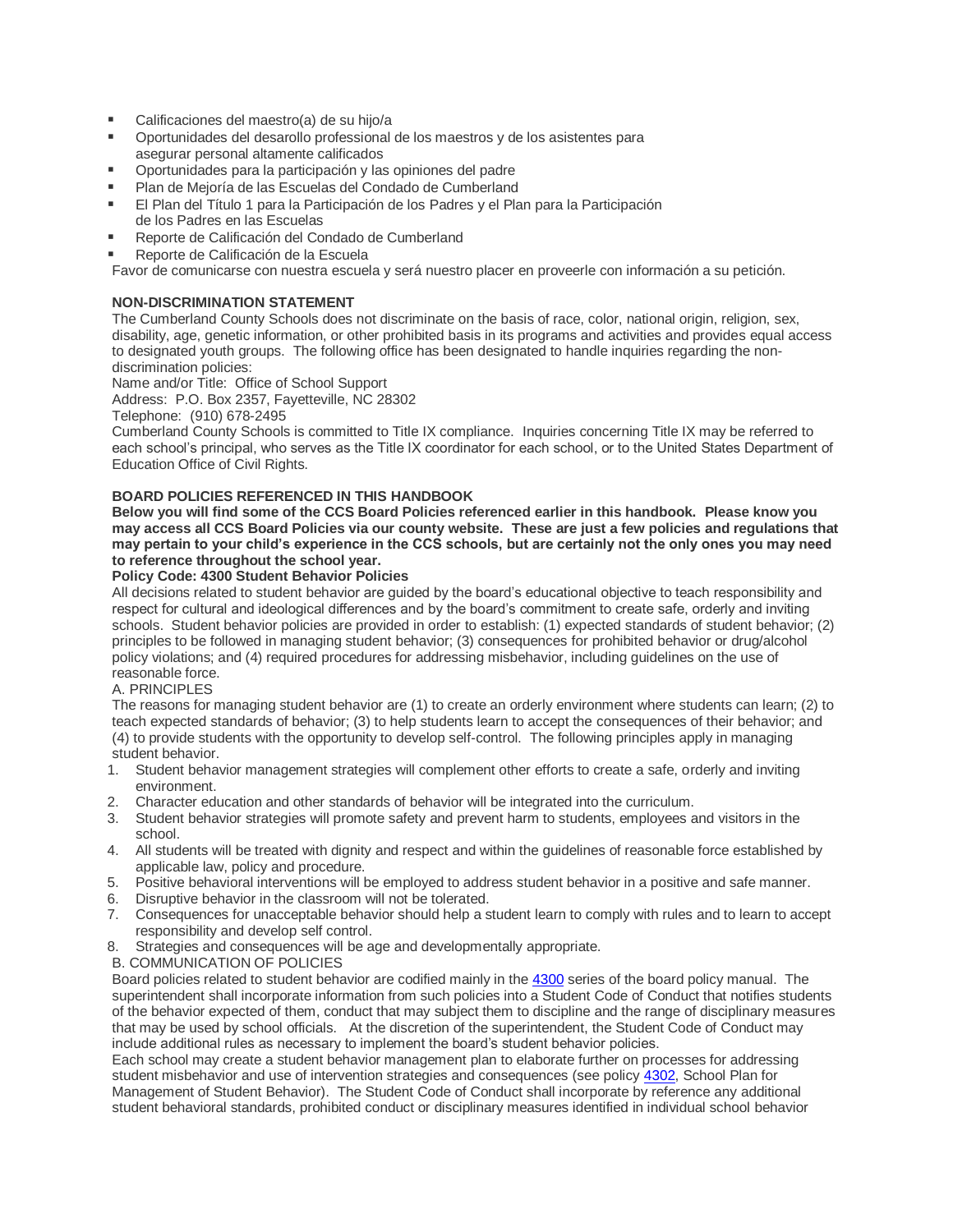- Calificaciones del maestro(a) de su hijo/a
- Oportunidades del desarollo professional de los maestros y de los asistentes para asegurar personal altamente calificados
- Oportunidades para la participación y las opiniones del padre
- Plan de Mejoría de las Escuelas del Condado de Cumberland
- El Plan del Título 1 para la Participación de los Padres y el Plan para la Participación de los Padres en las Escuelas
- Reporte de Calificación del Condado de Cumberland
- Reporte de Calificación de la Escuela

Favor de comunicarse con nuestra escuela y será nuestro placer en proveerle con información a su petición.

**NON-DISCRIMINATION STATEMENT**

The Cumberland County Schools does not discriminate on the basis of race, color, national origin, religion, sex, disability, age, genetic information, or other prohibited basis in its programs and activities and provides equal access to designated youth groups. The following office has been designated to handle inquiries regarding the non-discrimination policies:

Name and/or Title: Office of School Support

Address: P.O. Box 2357, Fayetteville, NC 28302

Telephone: (910) 678-2495

Cumberland County Schools is committed to Title IX compliance. Inquiries concerning Title IX may be referred to each school's principal, who serves as the Title IX coordinator for each school, or to the United States Department of Education Office of Civil Rights.

**BOARD POLICIES REFERENCED IN THIS HANDBOOK**

**Below you will find some of the CCS Board Policies referenced earlier in this handbook. Please know you may access all CCS Board Policies via our county website. These are just a few policies and regulations that may pertain to your child's experience in the CCS schools, but are certainly not the only ones you may need to reference throughout the school year.**

**Policy Code: 4300 Student Behavior Policies**

All decisions related to student behavior are guided by the board's educational objective to teach responsibility and respect for cultural and ideological differences and by the board's commitment to create safe, orderly and inviting schools. Student behavior policies are provided in order to establish: (1) expected standards of student behavior; (2) principles to be followed in managing student behavior; (3) consequences for prohibited behavior or drug/alcohol policy violations; and (4) required procedures for addressing misbehavior, including guidelines on the use of reasonable force.

A. PRINCIPLES

The reasons for managing student behavior are (1) to create an orderly environment where students can learn; (2) to teach expected standards of behavior; (3) to help students learn to accept the consequences of their behavior; and (4) to provide students with the opportunity to develop self-control. The following principles apply in managing student behavior.

1. Student behavior management strategies will complement other efforts to create a safe, orderly and inviting environment.
2. Character education and other standards of behavior will be integrated into the curriculum.
3. Student behavior strategies will promote safety and prevent harm to students, employees and visitors in the school.
4. All students will be treated with dignity and respect and within the guidelines of reasonable force established by applicable law, policy and procedure.
5. Positive behavioral interventions will be employed to address student behavior in a positive and safe manner.
6. Disruptive behavior in the classroom will not be tolerated.
7. Consequences for unacceptable behavior should help a student learn to comply with rules and to learn to accept responsibility and develop self control.
8. Strategies and consequences will be age and developmentally appropriate.

B. COMMUNICATION OF POLICIES

Board policies related to student behavior are codified mainly in the 4300 series of the board policy manual. The superintendent shall incorporate information from such policies into a Student Code of Conduct that notifies students of the behavior expected of them, conduct that may subject them to discipline and the range of disciplinary measures that may be used by school officials. At the discretion of the superintendent, the Student Code of Conduct may include additional rules as necessary to implement the board's student behavior policies.

Each school may create a student behavior management plan to elaborate further on processes for addressing student misbehavior and use of intervention strategies and consequences (see policy 4302, School Plan for Management of Student Behavior). The Student Code of Conduct shall incorporate by reference any additional student behavioral standards, prohibited conduct or disciplinary measures identified in individual school behavior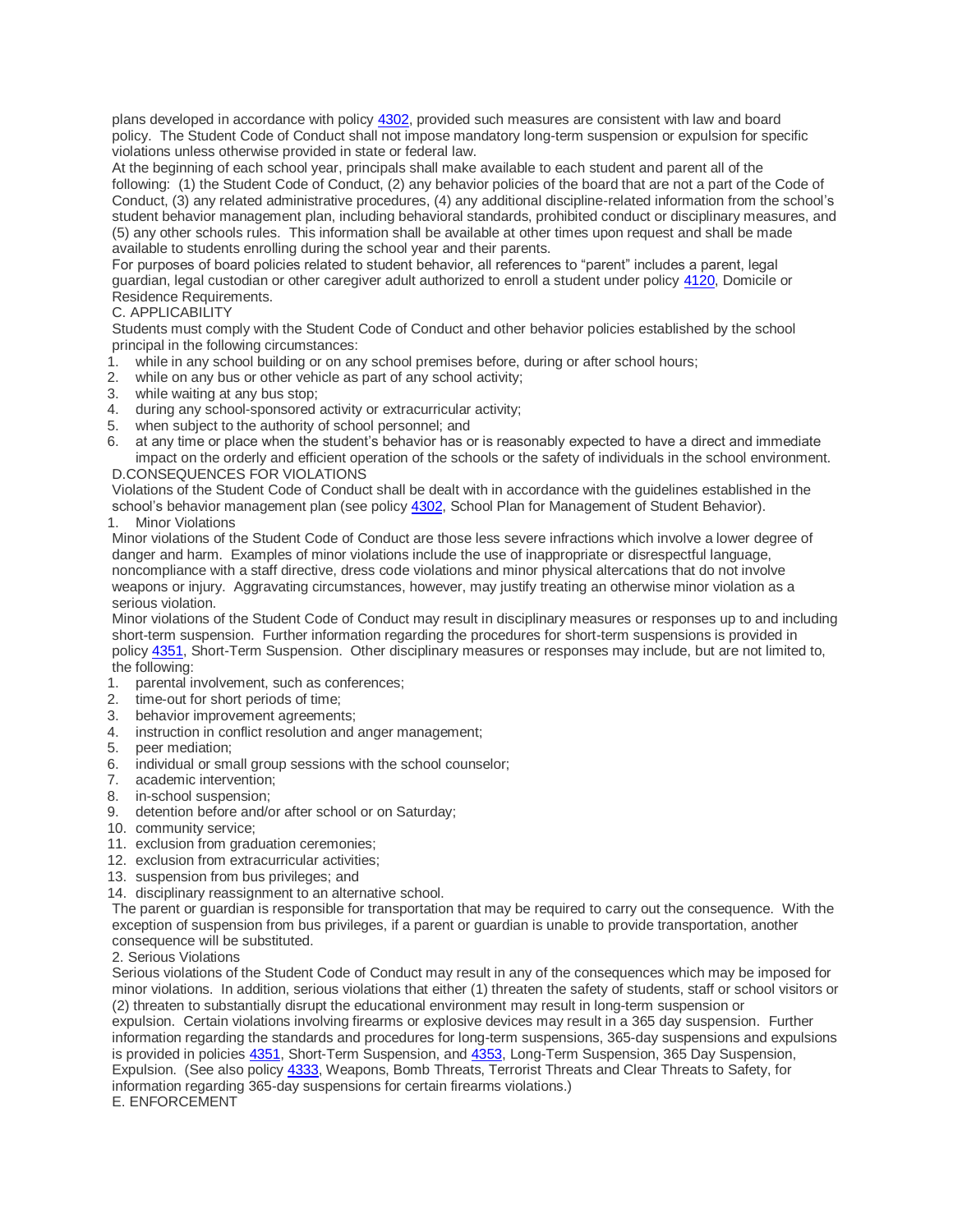plans developed in accordance with policy 4302, provided such measures are consistent with law and board policy. The Student Code of Conduct shall not impose mandatory long-term suspension or expulsion for specific violations unless otherwise provided in state or federal law.

At the beginning of each school year, principals shall make available to each student and parent all of the following: (1) the Student Code of Conduct, (2) any behavior policies of the board that are not a part of the Code of Conduct, (3) any related administrative procedures, (4) any additional discipline-related information from the school's student behavior management plan, including behavioral standards, prohibited conduct or disciplinary measures, and (5) any other schools rules. This information shall be available at other times upon request and shall be made available to students enrolling during the school year and their parents.

For purposes of board policies related to student behavior, all references to "parent" includes a parent, legal guardian, legal custodian or other caregiver adult authorized to enroll a student under policy 4120, Domicile or Residence Requirements.

C. APPLICABILITY

Students must comply with the Student Code of Conduct and other behavior policies established by the school principal in the following circumstances:

1. while in any school building or on any school premises before, during or after school hours;
2. while on any bus or other vehicle as part of any school activity;
3. while waiting at any bus stop;
4. during any school-sponsored activity or extracurricular activity;
5. when subject to the authority of school personnel; and
6. at any time or place when the student's behavior has or is reasonably expected to have a direct and immediate impact on the orderly and efficient operation of the schools or the safety of individuals in the school environment.

D.CONSEQUENCES FOR VIOLATIONS

Violations of the Student Code of Conduct shall be dealt with in accordance with the guidelines established in the school's behavior management plan (see policy 4302, School Plan for Management of Student Behavior).

1. Minor Violations

Minor violations of the Student Code of Conduct are those less severe infractions which involve a lower degree of danger and harm. Examples of minor violations include the use of inappropriate or disrespectful language, noncompliance with a staff directive, dress code violations and minor physical altercations that do not involve weapons or injury. Aggravating circumstances, however, may justify treating an otherwise minor violation as a serious violation.

Minor violations of the Student Code of Conduct may result in disciplinary measures or responses up to and including short-term suspension. Further information regarding the procedures for short-term suspensions is provided in policy 4351, Short-Term Suspension. Other disciplinary measures or responses may include, but are not limited to, the following:

1. parental involvement, such as conferences;
2. time-out for short periods of time;
3. behavior improvement agreements;
4. instruction in conflict resolution and anger management;
5. peer mediation;
6. individual or small group sessions with the school counselor;
7. academic intervention;
8. in-school suspension;
9. detention before and/or after school or on Saturday;
10. community service;
11. exclusion from graduation ceremonies;
12. exclusion from extracurricular activities;
13. suspension from bus privileges; and
14. disciplinary reassignment to an alternative school.

The parent or guardian is responsible for transportation that may be required to carry out the consequence. With the exception of suspension from bus privileges, if a parent or guardian is unable to provide transportation, another consequence will be substituted.

2. Serious Violations

Serious violations of the Student Code of Conduct may result in any of the consequences which may be imposed for minor violations. In addition, serious violations that either (1) threaten the safety of students, staff or school visitors or (2) threaten to substantially disrupt the educational environment may result in long-term suspension or expulsion. Certain violations involving firearms or explosive devices may result in a 365 day suspension. Further information regarding the standards and procedures for long-term suspensions, 365-day suspensions and expulsions is provided in policies 4351, Short-Term Suspension, and 4353, Long-Term Suspension, 365 Day Suspension, Expulsion. (See also policy 4333, Weapons, Bomb Threats, Terrorist Threats and Clear Threats to Safety, for information regarding 365-day suspensions for certain firearms violations.)

E. ENFORCEMENT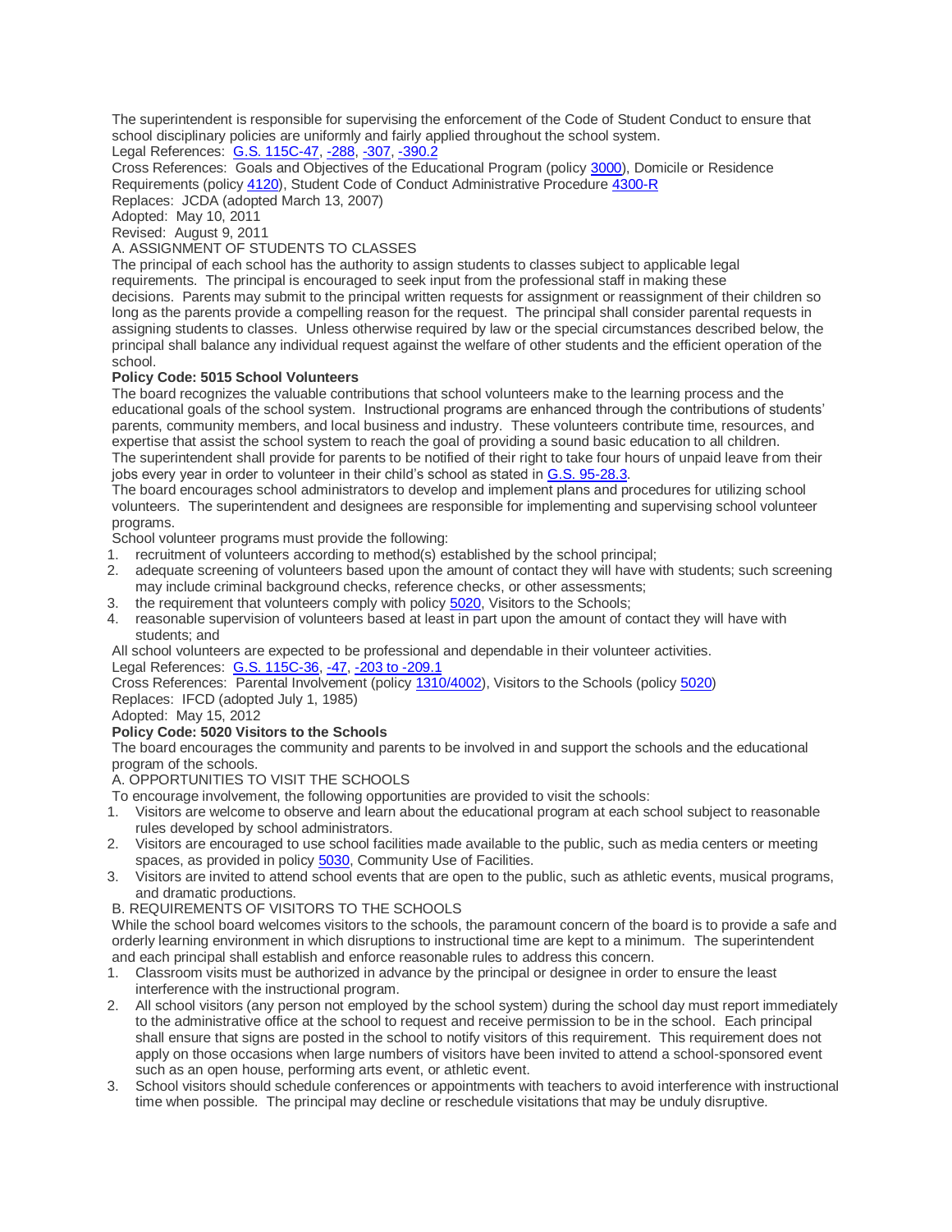The superintendent is responsible for supervising the enforcement of the Code of Student Conduct to ensure that school disciplinary policies are uniformly and fairly applied throughout the school system.

Legal References: G.S. 115C-47, -288, -307, -390.2

Cross References: Goals and Objectives of the Educational Program (policy 3000), Domicile or Residence Requirements (policy 4120), Student Code of Conduct Administrative Procedure 4300-R

Replaces: JCDA (adopted March 13, 2007)

Adopted: May 10, 2011

Revised: August 9, 2011

A. ASSIGNMENT OF STUDENTS TO CLASSES

The principal of each school has the authority to assign students to classes subject to applicable legal requirements. The principal is encouraged to seek input from the professional staff in making these decisions. Parents may submit to the principal written requests for assignment or reassignment of their children so long as the parents provide a compelling reason for the request. The principal shall consider parental requests in assigning students to classes. Unless otherwise required by law or the special circumstances described below, the principal shall balance any individual request against the welfare of other students and the efficient operation of the school.

**Policy Code: 5015 School Volunteers**

The board recognizes the valuable contributions that school volunteers make to the learning process and the educational goals of the school system. Instructional programs are enhanced through the contributions of students' parents, community members, and local business and industry. These volunteers contribute time, resources, and expertise that assist the school system to reach the goal of providing a sound basic education to all children.

The superintendent shall provide for parents to be notified of their right to take four hours of unpaid leave from their jobs every year in order to volunteer in their child's school as stated in G.S. 95-28.3.

The board encourages school administrators to develop and implement plans and procedures for utilizing school volunteers. The superintendent and designees are responsible for implementing and supervising school volunteer programs.

School volunteer programs must provide the following:

1. recruitment of volunteers according to method(s) established by the school principal;
2. adequate screening of volunteers based upon the amount of contact they will have with students; such screening may include criminal background checks, reference checks, or other assessments;
3. the requirement that volunteers comply with policy 5020, Visitors to the Schools;
4. reasonable supervision of volunteers based at least in part upon the amount of contact they will have with students; and

All school volunteers are expected to be professional and dependable in their volunteer activities.

Legal References: G.S. 115C-36, -47, -203 to -209.1

Cross References: Parental Involvement (policy 1310/4002), Visitors to the Schools (policy 5020)

Replaces: IFCD (adopted July 1, 1985)

Adopted: May 15, 2012

**Policy Code: 5020 Visitors to the Schools**

The board encourages the community and parents to be involved in and support the schools and the educational program of the schools.

A. OPPORTUNITIES TO VISIT THE SCHOOLS

To encourage involvement, the following opportunities are provided to visit the schools:

1. Visitors are welcome to observe and learn about the educational program at each school subject to reasonable rules developed by school administrators.
2. Visitors are encouraged to use school facilities made available to the public, such as media centers or meeting spaces, as provided in policy 5030, Community Use of Facilities.
3. Visitors are invited to attend school events that are open to the public, such as athletic events, musical programs, and dramatic productions.

B. REQUIREMENTS OF VISITORS TO THE SCHOOLS

While the school board welcomes visitors to the schools, the paramount concern of the board is to provide a safe and orderly learning environment in which disruptions to instructional time are kept to a minimum. The superintendent and each principal shall establish and enforce reasonable rules to address this concern.

1. Classroom visits must be authorized in advance by the principal or designee in order to ensure the least interference with the instructional program.
2. All school visitors (any person not employed by the school system) during the school day must report immediately to the administrative office at the school to request and receive permission to be in the school. Each principal shall ensure that signs are posted in the school to notify visitors of this requirement. This requirement does not apply on those occasions when large numbers of visitors have been invited to attend a school-sponsored event such as an open house, performing arts event, or athletic event.
3. School visitors should schedule conferences or appointments with teachers to avoid interference with instructional time when possible. The principal may decline or reschedule visitations that may be unduly disruptive.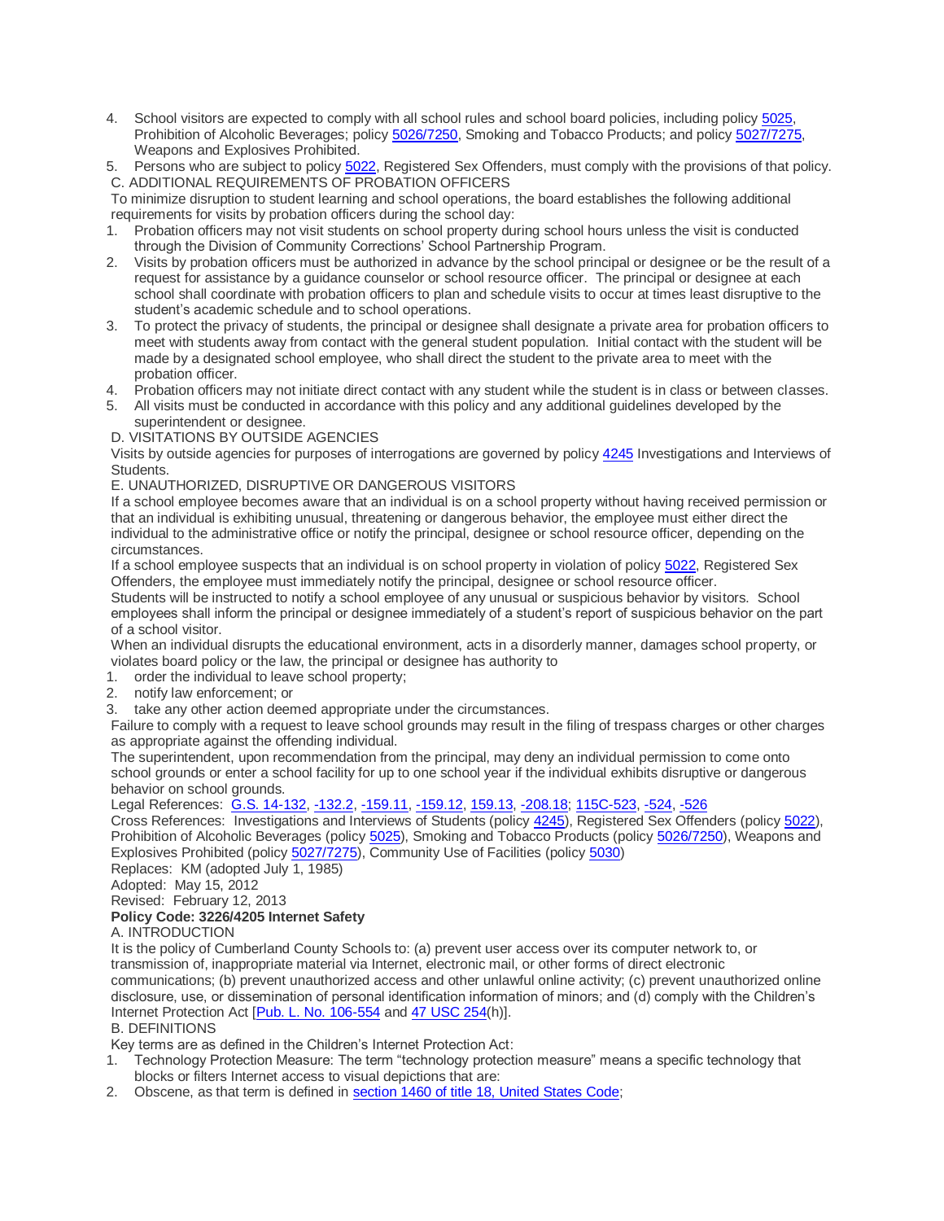4. School visitors are expected to comply with all school rules and school board policies, including policy 5025, Prohibition of Alcoholic Beverages; policy 5026/7250, Smoking and Tobacco Products; and policy 5027/7275, Weapons and Explosives Prohibited.
5. Persons who are subject to policy 5022, Registered Sex Offenders, must comply with the provisions of that policy.

C. ADDITIONAL REQUIREMENTS OF PROBATION OFFICERS

To minimize disruption to student learning and school operations, the board establishes the following additional requirements for visits by probation officers during the school day:

1. Probation officers may not visit students on school property during school hours unless the visit is conducted through the Division of Community Corrections' School Partnership Program.
2. Visits by probation officers must be authorized in advance by the school principal or designee or be the result of a request for assistance by a guidance counselor or school resource officer. The principal or designee at each school shall coordinate with probation officers to plan and schedule visits to occur at times least disruptive to the student's academic schedule and to school operations.
3. To protect the privacy of students, the principal or designee shall designate a private area for probation officers to meet with students away from contact with the general student population. Initial contact with the student will be made by a designated school employee, who shall direct the student to the private area to meet with the probation officer.
4. Probation officers may not initiate direct contact with any student while the student is in class or between classes.
5. All visits must be conducted in accordance with this policy and any additional guidelines developed by the superintendent or designee.

D. VISITATIONS BY OUTSIDE AGENCIES

Visits by outside agencies for purposes of interrogations are governed by policy 4245 Investigations and Interviews of Students.

E. UNAUTHORIZED, DISRUPTIVE OR DANGEROUS VISITORS

If a school employee becomes aware that an individual is on a school property without having received permission or that an individual is exhibiting unusual, threatening or dangerous behavior, the employee must either direct the individual to the administrative office or notify the principal, designee or school resource officer, depending on the circumstances.

If a school employee suspects that an individual is on school property in violation of policy 5022, Registered Sex Offenders, the employee must immediately notify the principal, designee or school resource officer.

Students will be instructed to notify a school employee of any unusual or suspicious behavior by visitors. School employees shall inform the principal or designee immediately of a student's report of suspicious behavior on the part of a school visitor.

When an individual disrupts the educational environment, acts in a disorderly manner, damages school property, or violates board policy or the law, the principal or designee has authority to

1. order the individual to leave school property;
2. notify law enforcement; or
3. take any other action deemed appropriate under the circumstances.

Failure to comply with a request to leave school grounds may result in the filing of trespass charges or other charges as appropriate against the offending individual.

The superintendent, upon recommendation from the principal, may deny an individual permission to come onto school grounds or enter a school facility for up to one school year if the individual exhibits disruptive or dangerous behavior on school grounds.

Legal References: G.S. 14-132, -132.2, -159.11, -159.12, 159.13, -208.18; 115C-523, -524, -526

Cross References: Investigations and Interviews of Students (policy 4245), Registered Sex Offenders (policy 5022), Prohibition of Alcoholic Beverages (policy 5025), Smoking and Tobacco Products (policy 5026/7250), Weapons and Explosives Prohibited (policy 5027/7275), Community Use of Facilities (policy 5030)

Replaces: KM (adopted July 1, 1985)

Adopted: May 15, 2012

Revised: February 12, 2013

**Policy Code: 3226/4205 Internet Safety**

A. INTRODUCTION

It is the policy of Cumberland County Schools to: (a) prevent user access over its computer network to, or transmission of, inappropriate material via Internet, electronic mail, or other forms of direct electronic communications; (b) prevent unauthorized access and other unlawful online activity; (c) prevent unauthorized online disclosure, use, or dissemination of personal identification information of minors; and (d) comply with the Children's Internet Protection Act [Pub. L. No. 106-554 and 47 USC 254(h)].

B. DEFINITIONS

Key terms are as defined in the Children's Internet Protection Act:

1. Technology Protection Measure: The term "technology protection measure" means a specific technology that blocks or filters Internet access to visual depictions that are:
2. Obscene, as that term is defined in section 1460 of title 18, United States Code;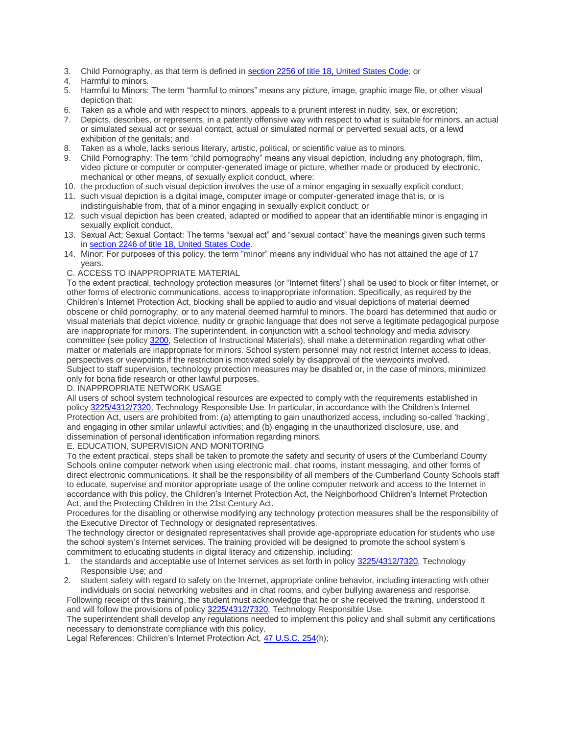3. Child Pornography, as that term is defined in section 2256 of title 18, United States Code; or
4. Harmful to minors.
5. Harmful to Minors: The term "harmful to minors" means any picture, image, graphic image file, or other visual depiction that:
6. Taken as a whole and with respect to minors, appeals to a prurient interest in nudity, sex, or excretion;
7. Depicts, describes, or represents, in a patently offensive way with respect to what is suitable for minors, an actual or simulated sexual act or sexual contact, actual or simulated normal or perverted sexual acts, or a lewd exhibition of the genitals; and
8. Taken as a whole, lacks serious literary, artistic, political, or scientific value as to minors.
9. Child Pornography: The term "child pornography" means any visual depiction, including any photograph, film, video picture or computer or computer-generated image or picture, whether made or produced by electronic, mechanical or other means, of sexually explicit conduct, where:
10. the production of such visual depiction involves the use of a minor engaging in sexually explicit conduct;
11. such visual depiction is a digital image, computer image or computer-generated image that is, or is indistinguishable from, that of a minor engaging in sexually explicit conduct; or
12. such visual depiction has been created, adapted or modified to appear that an identifiable minor is engaging in sexually explicit conduct.
13. Sexual Act; Sexual Contact: The terms "sexual act" and "sexual contact" have the meanings given such terms in section 2246 of title 18, United States Code.
14. Minor: For purposes of this policy, the term "minor" means any individual who has not attained the age of 17 years.

C. ACCESS TO INAPPROPRIATE MATERIAL

To the extent practical, technology protection measures (or "Internet filters") shall be used to block or filter Internet, or other forms of electronic communications, access to inappropriate information. Specifically, as required by the Children's Internet Protection Act, blocking shall be applied to audio and visual depictions of material deemed obscene or child pornography, or to any material deemed harmful to minors. The board has determined that audio or visual materials that depict violence, nudity or graphic language that does not serve a legitimate pedagogical purpose are inappropriate for minors. The superintendent, in conjunction with a school technology and media advisory committee (see policy 3200, Selection of Instructional Materials), shall make a determination regarding what other matter or materials are inappropriate for minors. School system personnel may not restrict Internet access to ideas, perspectives or viewpoints if the restriction is motivated solely by disapproval of the viewpoints involved.

Subject to staff supervision, technology protection measures may be disabled or, in the case of minors, minimized only for bona fide research or other lawful purposes.

D. INAPPROPRIATE NETWORK USAGE

All users of school system technological resources are expected to comply with the requirements established in policy 3225/4312/7320, Technology Responsible Use. In particular, in accordance with the Children's Internet Protection Act, users are prohibited from: (a) attempting to gain unauthorized access, including so-called 'hacking', and engaging in other similar unlawful activities; and (b) engaging in the unauthorized disclosure, use, and dissemination of personal identification information regarding minors.

E. EDUCATION, SUPERVISION AND MONITORING

To the extent practical, steps shall be taken to promote the safety and security of users of the Cumberland County Schools online computer network when using electronic mail, chat rooms, instant messaging, and other forms of direct electronic communications. It shall be the responsibility of all members of the Cumberland County Schools staff to educate, supervise and monitor appropriate usage of the online computer network and access to the Internet in accordance with this policy, the Children's Internet Protection Act, the Neighborhood Children's Internet Protection Act, and the Protecting Children in the 21st Century Act.

Procedures for the disabling or otherwise modifying any technology protection measures shall be the responsibility of the Executive Director of Technology or designated representatives.

The technology director or designated representatives shall provide age-appropriate education for students who use the school system's Internet services. The training provided will be designed to promote the school system's commitment to educating students in digital literacy and citizenship, including:

1. the standards and acceptable use of Internet services as set forth in policy 3225/4312/7320, Technology Responsible Use; and
2. student safety with regard to safety on the Internet, appropriate online behavior, including interacting with other individuals on social networking websites and in chat rooms, and cyber bullying awareness and response.

Following receipt of this training, the student must acknowledge that he or she received the training, understood it and will follow the provisions of policy 3225/4312/7320, Technology Responsible Use.

The superintendent shall develop any regulations needed to implement this policy and shall submit any certifications necessary to demonstrate compliance with this policy.

Legal References: Children's Internet Protection Act, 47 U.S.C. 254(h);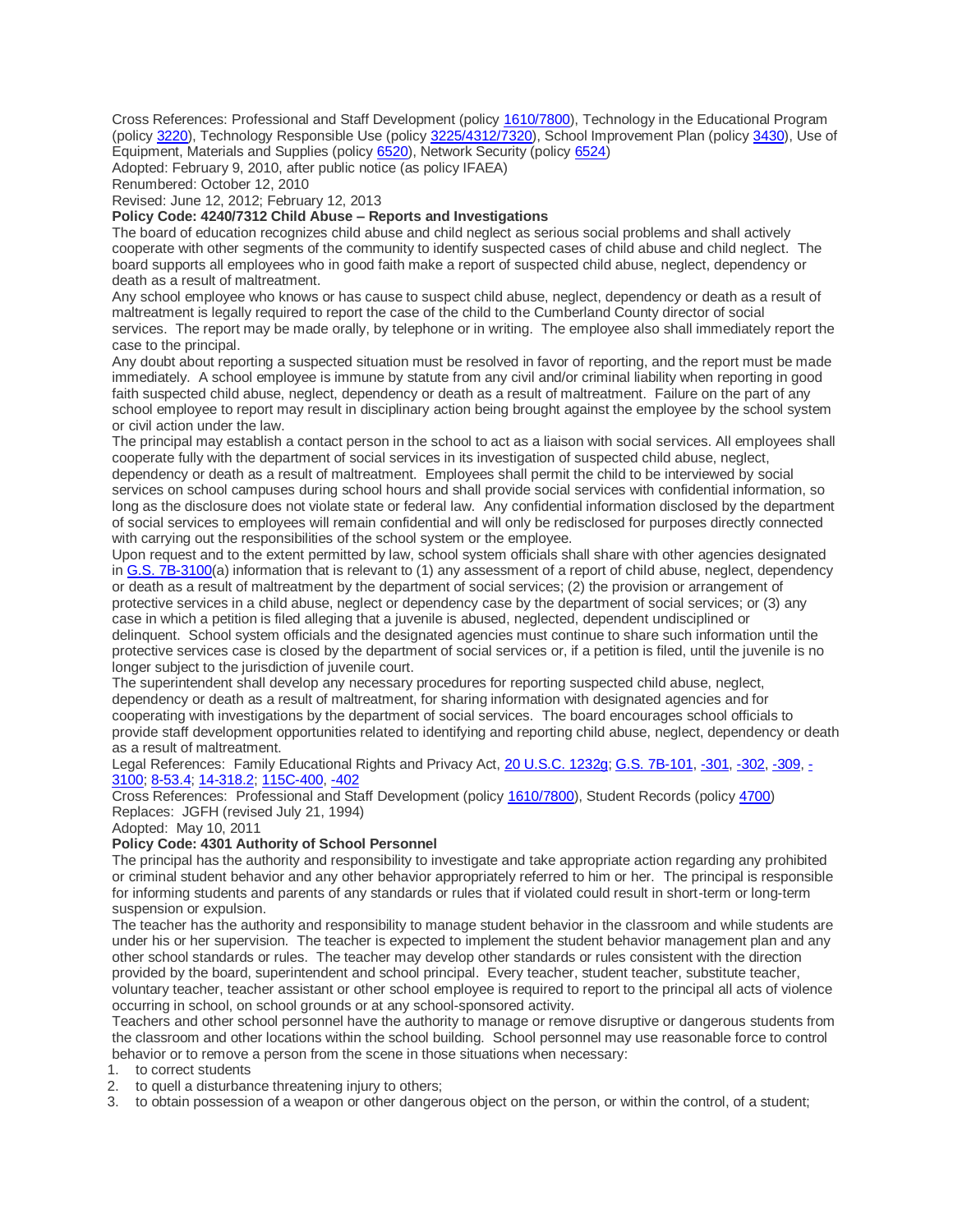Cross References: Professional and Staff Development (policy [1610/7800](#)), Technology in the Educational Program (policy [3220](#)), Technology Responsible Use (policy [3225/4312/7320](#)), School Improvement Plan (policy [3430](#)), Use of Equipment, Materials and Supplies (policy [6520](#)), Network Security (policy [6524](#))

Adopted: February 9, 2010, after public notice (as policy IFAEA)

Renumbered: October 12, 2010

Revised: June 12, 2012; February 12, 2013

**Policy Code: 4240/7312 Child Abuse – Reports and Investigations**

The board of education recognizes child abuse and child neglect as serious social problems and shall actively cooperate with other segments of the community to identify suspected cases of child abuse and child neglect. The board supports all employees who in good faith make a report of suspected child abuse, neglect, dependency or death as a result of maltreatment.

Any school employee who knows or has cause to suspect child abuse, neglect, dependency or death as a result of maltreatment is legally required to report the case of the child to the Cumberland County director of social services. The report may be made orally, by telephone or in writing. The employee also shall immediately report the case to the principal.

Any doubt about reporting a suspected situation must be resolved in favor of reporting, and the report must be made immediately. A school employee is immune by statute from any civil and/or criminal liability when reporting in good faith suspected child abuse, neglect, dependency or death as a result of maltreatment. Failure on the part of any school employee to report may result in disciplinary action being brought against the employee by the school system or civil action under the law.

The principal may establish a contact person in the school to act as a liaison with social services. All employees shall cooperate fully with the department of social services in its investigation of suspected child abuse, neglect, dependency or death as a result of maltreatment. Employees shall permit the child to be interviewed by social services on school campuses during school hours and shall provide social services with confidential information, so long as the disclosure does not violate state or federal law. Any confidential information disclosed by the department of social services to employees will remain confidential and will only be redisclosed for purposes directly connected with carrying out the responsibilities of the school system or the employee.

Upon request and to the extent permitted by law, school system officials shall share with other agencies designated in [G.S. 7B-3100](#)(a) information that is relevant to (1) any assessment of a report of child abuse, neglect, dependency or death as a result of maltreatment by the department of social services; (2) the provision or arrangement of protective services in a child abuse, neglect or dependency case by the department of social services; or (3) any case in which a petition is filed alleging that a juvenile is abused, neglected, dependent undisciplined or delinquent. School system officials and the designated agencies must continue to share such information until the protective services case is closed by the department of social services or, if a petition is filed, until the juvenile is no longer subject to the jurisdiction of juvenile court.

The superintendent shall develop any necessary procedures for reporting suspected child abuse, neglect, dependency or death as a result of maltreatment, for sharing information with designated agencies and for cooperating with investigations by the department of social services. The board encourages school officials to provide staff development opportunities related to identifying and reporting child abuse, neglect, dependency or death as a result of maltreatment.

Legal References: Family Educational Rights and Privacy Act, [20 U.S.C. 1232g](#); [G.S. 7B-101](#), [-301](#), [-302](#), [-309](#), [-3100](#); [8-53.4](#); [14-318.2](#); [115C-400](#), [-402](#)

Cross References: Professional and Staff Development (policy [1610/7800](#)), Student Records (policy [4700](#))

Replaces: JGFH (revised July 21, 1994)

Adopted: May 10, 2011

**Policy Code: 4301 Authority of School Personnel**

The principal has the authority and responsibility to investigate and take appropriate action regarding any prohibited or criminal student behavior and any other behavior appropriately referred to him or her. The principal is responsible for informing students and parents of any standards or rules that if violated could result in short-term or long-term suspension or expulsion.

The teacher has the authority and responsibility to manage student behavior in the classroom and while students are under his or her supervision. The teacher is expected to implement the student behavior management plan and any other school standards or rules. The teacher may develop other standards or rules consistent with the direction provided by the board, superintendent and school principal. Every teacher, student teacher, substitute teacher, voluntary teacher, teacher assistant or other school employee is required to report to the principal all acts of violence occurring in school, on school grounds or at any school-sponsored activity.

Teachers and other school personnel have the authority to manage or remove disruptive or dangerous students from the classroom and other locations within the school building. School personnel may use reasonable force to control behavior or to remove a person from the scene in those situations when necessary:

1. to correct students
2. to quell a disturbance threatening injury to others;
3. to obtain possession of a weapon or other dangerous object on the person, or within the control, of a student;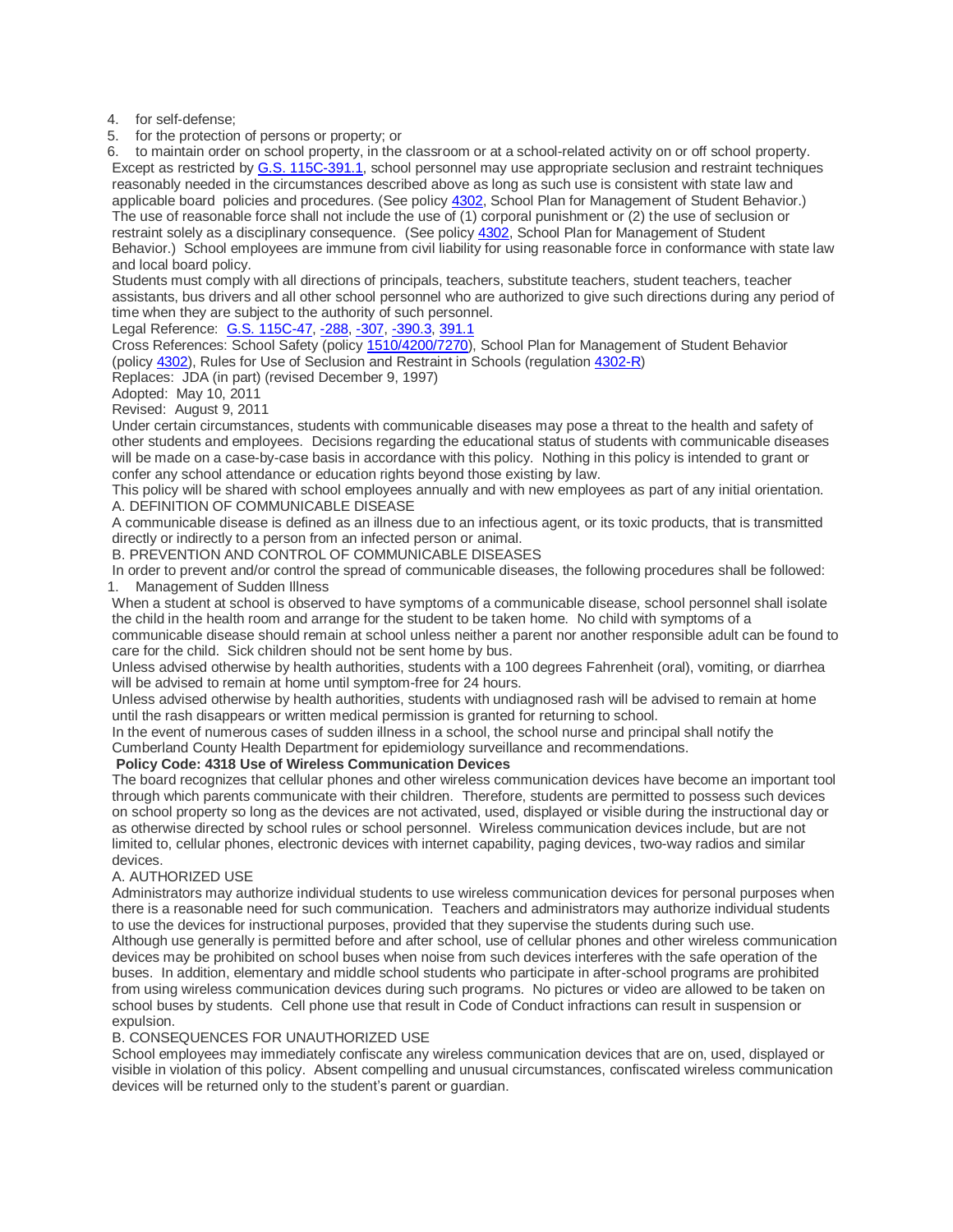4. for self-defense;
5. for the protection of persons or property; or
6. to maintain order on school property, in the classroom or at a school-related activity on or off school property.

Except as restricted by G.S. 115C-391.1, school personnel may use appropriate seclusion and restraint techniques reasonably needed in the circumstances described above as long as such use is consistent with state law and applicable board policies and procedures. (See policy 4302, School Plan for Management of Student Behavior.)

The use of reasonable force shall not include the use of (1) corporal punishment or (2) the use of seclusion or restraint solely as a disciplinary consequence. (See policy 4302, School Plan for Management of Student Behavior.) School employees are immune from civil liability for using reasonable force in conformance with state law and local board policy.

Students must comply with all directions of principals, teachers, substitute teachers, student teachers, teacher assistants, bus drivers and all other school personnel who are authorized to give such directions during any period of time when they are subject to the authority of such personnel.

Legal Reference: G.S. 115C-47, -288, -307, -390.3, 391.1

Cross References: School Safety (policy 1510/4200/7270), School Plan for Management of Student Behavior (policy 4302), Rules for Use of Seclusion and Restraint in Schools (regulation 4302-R)

Replaces: JDA (in part) (revised December 9, 1997)

Adopted: May 10, 2011

Revised: August 9, 2011

Under certain circumstances, students with communicable diseases may pose a threat to the health and safety of other students and employees. Decisions regarding the educational status of students with communicable diseases will be made on a case-by-case basis in accordance with this policy. Nothing in this policy is intended to grant or confer any school attendance or education rights beyond those existing by law.

This policy will be shared with school employees annually and with new employees as part of any initial orientation.

A. DEFINITION OF COMMUNICABLE DISEASE

A communicable disease is defined as an illness due to an infectious agent, or its toxic products, that is transmitted directly or indirectly to a person from an infected person or animal.

B. PREVENTION AND CONTROL OF COMMUNICABLE DISEASES

In order to prevent and/or control the spread of communicable diseases, the following procedures shall be followed:

1. Management of Sudden Illness

When a student at school is observed to have symptoms of a communicable disease, school personnel shall isolate the child in the health room and arrange for the student to be taken home. No child with symptoms of a communicable disease should remain at school unless neither a parent nor another responsible adult can be found to care for the child. Sick children should not be sent home by bus.

Unless advised otherwise by health authorities, students with a 100 degrees Fahrenheit (oral), vomiting, or diarrhea will be advised to remain at home until symptom-free for 24 hours.

Unless advised otherwise by health authorities, students with undiagnosed rash will be advised to remain at home until the rash disappears or written medical permission is granted for returning to school.

In the event of numerous cases of sudden illness in a school, the school nurse and principal shall notify the Cumberland County Health Department for epidemiology surveillance and recommendations.

**Policy Code: 4318 Use of Wireless Communication Devices**

The board recognizes that cellular phones and other wireless communication devices have become an important tool through which parents communicate with their children. Therefore, students are permitted to possess such devices on school property so long as the devices are not activated, used, displayed or visible during the instructional day or as otherwise directed by school rules or school personnel. Wireless communication devices include, but are not limited to, cellular phones, electronic devices with internet capability, paging devices, two-way radios and similar devices.

A. AUTHORIZED USE

Administrators may authorize individual students to use wireless communication devices for personal purposes when there is a reasonable need for such communication. Teachers and administrators may authorize individual students to use the devices for instructional purposes, provided that they supervise the students during such use.

Although use generally is permitted before and after school, use of cellular phones and other wireless communication devices may be prohibited on school buses when noise from such devices interferes with the safe operation of the buses. In addition, elementary and middle school students who participate in after-school programs are prohibited from using wireless communication devices during such programs. No pictures or video are allowed to be taken on school buses by students. Cell phone use that result in Code of Conduct infractions can result in suspension or expulsion.

B. CONSEQUENCES FOR UNAUTHORIZED USE

School employees may immediately confiscate any wireless communication devices that are on, used, displayed or visible in violation of this policy. Absent compelling and unusual circumstances, confiscated wireless communication devices will be returned only to the student's parent or guardian.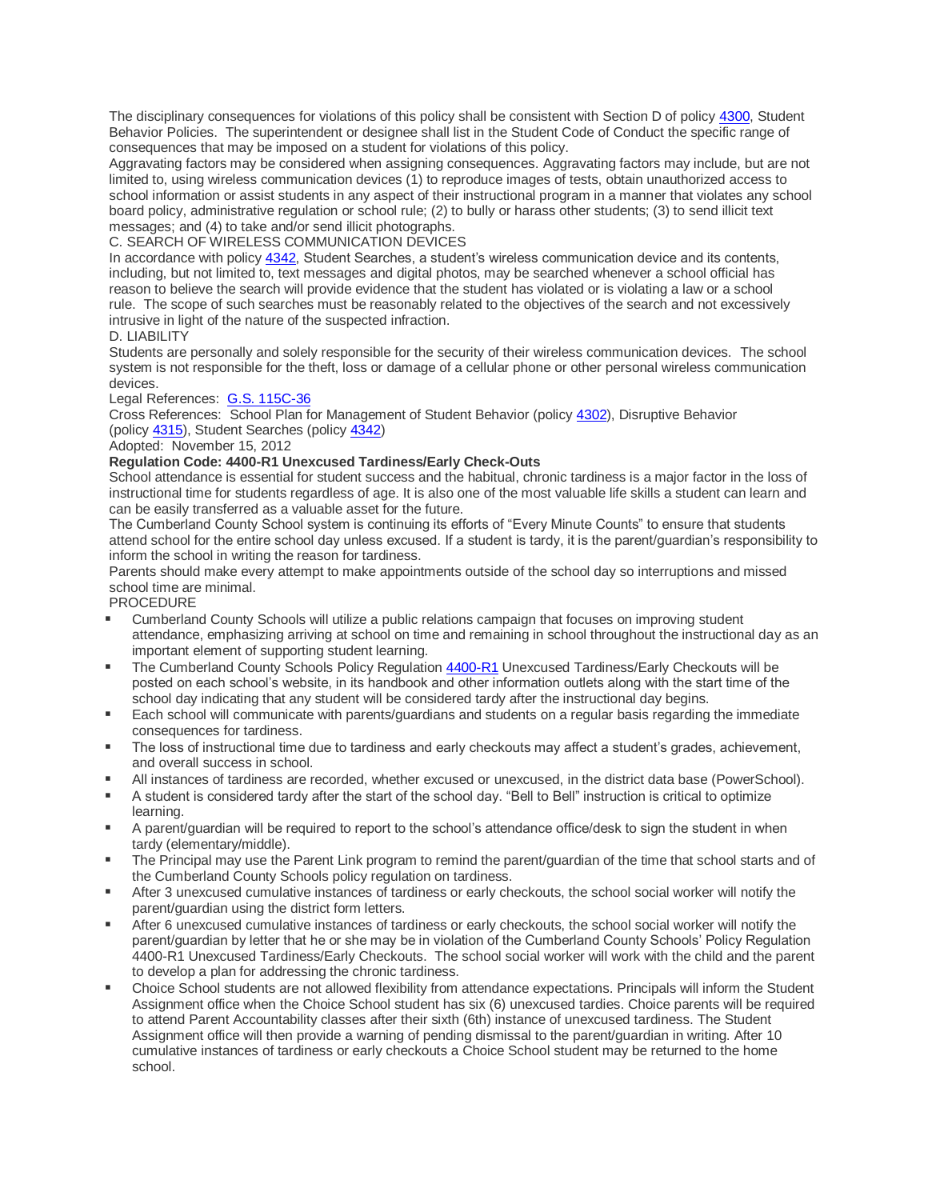The disciplinary consequences for violations of this policy shall be consistent with Section D of policy 4300, Student Behavior Policies. The superintendent or designee shall list in the Student Code of Conduct the specific range of consequences that may be imposed on a student for violations of this policy.

Aggravating factors may be considered when assigning consequences. Aggravating factors may include, but are not limited to, using wireless communication devices (1) to reproduce images of tests, obtain unauthorized access to school information or assist students in any aspect of their instructional program in a manner that violates any school board policy, administrative regulation or school rule; (2) to bully or harass other students; (3) to send illicit text messages; and (4) to take and/or send illicit photographs.

C. SEARCH OF WIRELESS COMMUNICATION DEVICES

In accordance with policy 4342, Student Searches, a student's wireless communication device and its contents, including, but not limited to, text messages and digital photos, may be searched whenever a school official has reason to believe the search will provide evidence that the student has violated or is violating a law or a school rule. The scope of such searches must be reasonably related to the objectives of the search and not excessively intrusive in light of the nature of the suspected infraction.

D. LIABILITY

Students are personally and solely responsible for the security of their wireless communication devices. The school system is not responsible for the theft, loss or damage of a cellular phone or other personal wireless communication devices.

Legal References: G.S. 115C-36

Cross References: School Plan for Management of Student Behavior (policy 4302), Disruptive Behavior (policy 4315), Student Searches (policy 4342)

Adopted: November 15, 2012

**Regulation Code: 4400-R1 Unexcused Tardiness/Early Check-Outs**

School attendance is essential for student success and the habitual, chronic tardiness is a major factor in the loss of instructional time for students regardless of age. It is also one of the most valuable life skills a student can learn and can be easily transferred as a valuable asset for the future.

The Cumberland County School system is continuing its efforts of "Every Minute Counts" to ensure that students attend school for the entire school day unless excused. If a student is tardy, it is the parent/guardian's responsibility to inform the school in writing the reason for tardiness.

Parents should make every attempt to make appointments outside of the school day so interruptions and missed school time are minimal.

PROCEDURE

- Cumberland County Schools will utilize a public relations campaign that focuses on improving student attendance, emphasizing arriving at school on time and remaining in school throughout the instructional day as an important element of supporting student learning.
- The Cumberland County Schools Policy Regulation 4400-R1 Unexcused Tardiness/Early Checkouts will be posted on each school's website, in its handbook and other information outlets along with the start time of the school day indicating that any student will be considered tardy after the instructional day begins.
- Each school will communicate with parents/guardians and students on a regular basis regarding the immediate consequences for tardiness.
- The loss of instructional time due to tardiness and early checkouts may affect a student's grades, achievement, and overall success in school.
- All instances of tardiness are recorded, whether excused or unexcused, in the district data base (PowerSchool).
- A student is considered tardy after the start of the school day. "Bell to Bell" instruction is critical to optimize learning.
- A parent/guardian will be required to report to the school's attendance office/desk to sign the student in when tardy (elementary/middle).
- The Principal may use the Parent Link program to remind the parent/guardian of the time that school starts and of the Cumberland County Schools policy regulation on tardiness.
- After 3 unexcused cumulative instances of tardiness or early checkouts, the school social worker will notify the parent/guardian using the district form letters.
- After 6 unexcused cumulative instances of tardiness or early checkouts, the school social worker will notify the parent/guardian by letter that he or she may be in violation of the Cumberland County Schools' Policy Regulation 4400-R1 Unexcused Tardiness/Early Checkouts. The school social worker will work with the child and the parent to develop a plan for addressing the chronic tardiness.
- Choice School students are not allowed flexibility from attendance expectations. Principals will inform the Student Assignment office when the Choice School student has six (6) unexcused tardies. Choice parents will be required to attend Parent Accountability classes after their sixth (6th) instance of unexcused tardiness. The Student Assignment office will then provide a warning of pending dismissal to the parent/guardian in writing. After 10 cumulative instances of tardiness or early checkouts a Choice School student may be returned to the home school.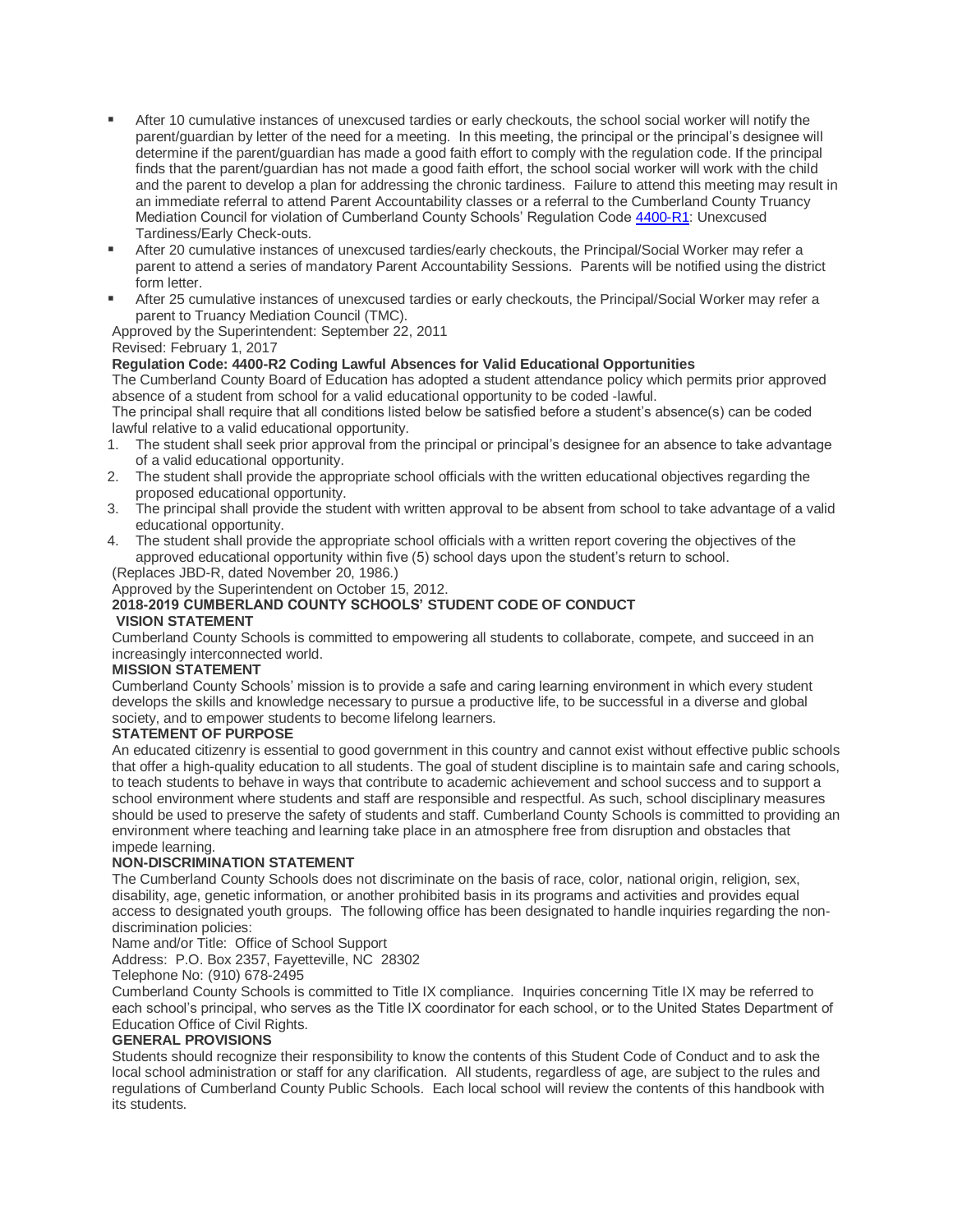- After 10 cumulative instances of unexcused tardies or early checkouts, the school social worker will notify the parent/guardian by letter of the need for a meeting. In this meeting, the principal or the principal's designee will determine if the parent/guardian has made a good faith effort to comply with the regulation code. If the principal finds that the parent/guardian has not made a good faith effort, the school social worker will work with the child and the parent to develop a plan for addressing the chronic tardiness. Failure to attend this meeting may result in an immediate referral to attend Parent Accountability classes or a referral to the Cumberland County Truancy Mediation Council for violation of Cumberland County Schools' Regulation Code [4400-R1](): Unexcused Tardiness/Early Check-outs.
- After 20 cumulative instances of unexcused tardies/early checkouts, the Principal/Social Worker may refer a parent to attend a series of mandatory Parent Accountability Sessions. Parents will be notified using the district form letter.
- After 25 cumulative instances of unexcused tardies or early checkouts, the Principal/Social Worker may refer a parent to Truancy Mediation Council (TMC).

Approved by the Superintendent: September 22, 2011

Revised: February 1, 2017

**Regulation Code: 4400-R2 Coding Lawful Absences for Valid Educational Opportunities**

The Cumberland County Board of Education has adopted a student attendance policy which permits prior approved absence of a student from school for a valid educational opportunity to be coded -lawful.

The principal shall require that all conditions listed below be satisfied before a student's absence(s) can be coded lawful relative to a valid educational opportunity.

1. The student shall seek prior approval from the principal or principal's designee for an absence to take advantage of a valid educational opportunity.
2. The student shall provide the appropriate school officials with the written educational objectives regarding the proposed educational opportunity.
3. The principal shall provide the student with written approval to be absent from school to take advantage of a valid educational opportunity.
4. The student shall provide the appropriate school officials with a written report covering the objectives of the approved educational opportunity within five (5) school days upon the student's return to school.

(Replaces JBD-R, dated November 20, 1986.)

Approved by the Superintendent on October 15, 2012.

**2018-2019 CUMBERLAND COUNTY SCHOOLS' STUDENT CODE OF CONDUCT**

**VISION STATEMENT**

Cumberland County Schools is committed to empowering all students to collaborate, compete, and succeed in an increasingly interconnected world.

**MISSION STATEMENT**

Cumberland County Schools' mission is to provide a safe and caring learning environment in which every student develops the skills and knowledge necessary to pursue a productive life, to be successful in a diverse and global society, and to empower students to become lifelong learners.

**STATEMENT OF PURPOSE**

An educated citizenry is essential to good government in this country and cannot exist without effective public schools that offer a high-quality education to all students. The goal of student discipline is to maintain safe and caring schools, to teach students to behave in ways that contribute to academic achievement and school success and to support a school environment where students and staff are responsible and respectful. As such, school disciplinary measures should be used to preserve the safety of students and staff. Cumberland County Schools is committed to providing an environment where teaching and learning take place in an atmosphere free from disruption and obstacles that impede learning.

**NON-DISCRIMINATION STATEMENT**

The Cumberland County Schools does not discriminate on the basis of race, color, national origin, religion, sex, disability, age, genetic information, or another prohibited basis in its programs and activities and provides equal access to designated youth groups. The following office has been designated to handle inquiries regarding the non-discrimination policies:

Name and/or Title: Office of School Support

Address: P.O. Box 2357, Fayetteville, NC 28302

Telephone No: (910) 678-2495

Cumberland County Schools is committed to Title IX compliance. Inquiries concerning Title IX may be referred to each school's principal, who serves as the Title IX coordinator for each school, or to the United States Department of Education Office of Civil Rights.

**GENERAL PROVISIONS**

Students should recognize their responsibility to know the contents of this Student Code of Conduct and to ask the local school administration or staff for any clarification. All students, regardless of age, are subject to the rules and regulations of Cumberland County Public Schools. Each local school will review the contents of this handbook with its students.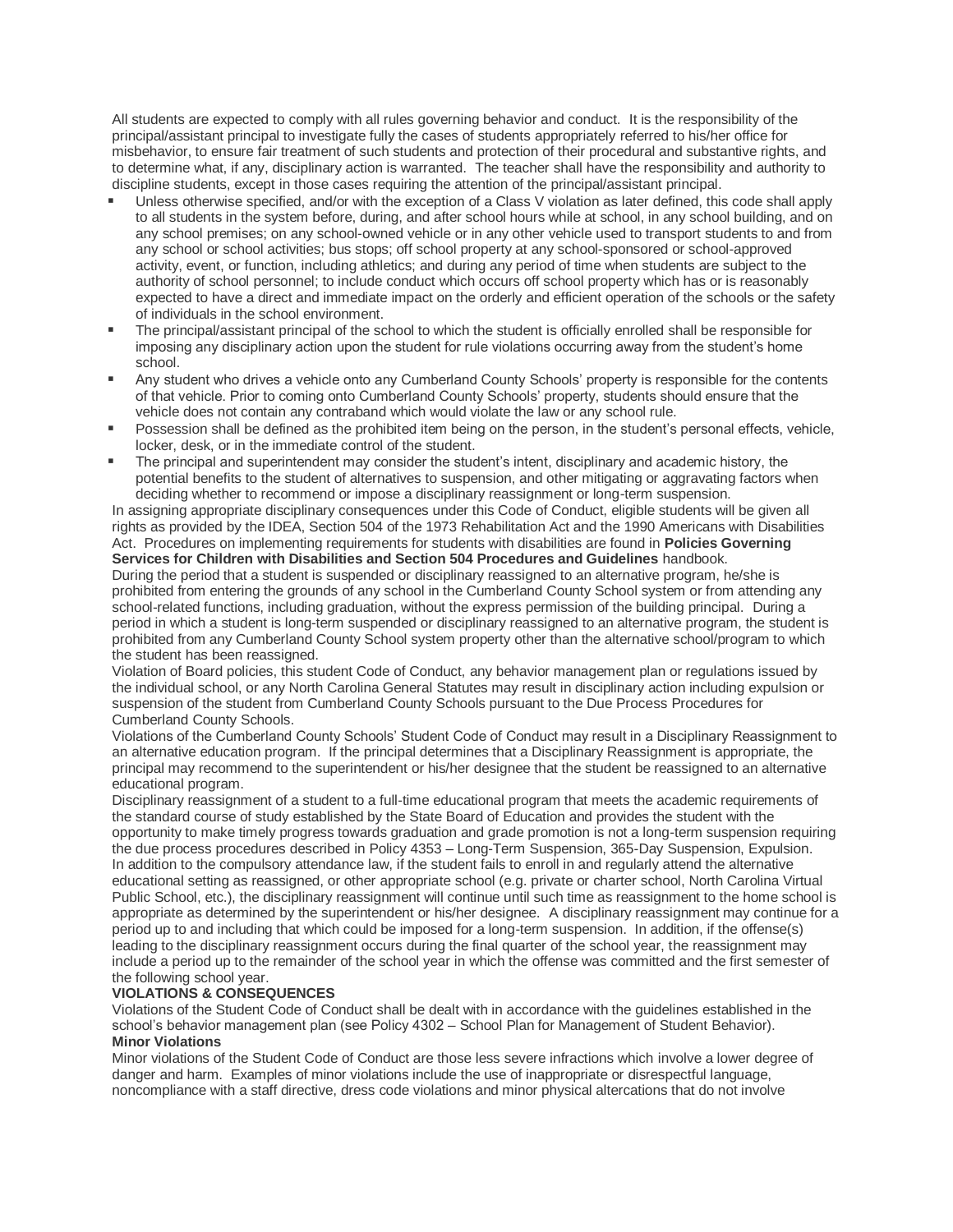All students are expected to comply with all rules governing behavior and conduct. It is the responsibility of the principal/assistant principal to investigate fully the cases of students appropriately referred to his/her office for misbehavior, to ensure fair treatment of such students and protection of their procedural and substantive rights, and to determine what, if any, disciplinary action is warranted. The teacher shall have the responsibility and authority to discipline students, except in those cases requiring the attention of the principal/assistant principal.

- Unless otherwise specified, and/or with the exception of a Class V violation as later defined, this code shall apply to all students in the system before, during, and after school hours while at school, in any school building, and on any school premises; on any school-owned vehicle or in any other vehicle used to transport students to and from any school or school activities; bus stops; off school property at any school-sponsored or school-approved activity, event, or function, including athletics; and during any period of time when students are subject to the authority of school personnel; to include conduct which occurs off school property which has or is reasonably expected to have a direct and immediate impact on the orderly and efficient operation of the schools or the safety of individuals in the school environment.
- The principal/assistant principal of the school to which the student is officially enrolled shall be responsible for imposing any disciplinary action upon the student for rule violations occurring away from the student's home school.
- Any student who drives a vehicle onto any Cumberland County Schools' property is responsible for the contents of that vehicle. Prior to coming onto Cumberland County Schools' property, students should ensure that the vehicle does not contain any contraband which would violate the law or any school rule.
- Possession shall be defined as the prohibited item being on the person, in the student's personal effects, vehicle, locker, desk, or in the immediate control of the student.
- The principal and superintendent may consider the student's intent, disciplinary and academic history, the potential benefits to the student of alternatives to suspension, and other mitigating or aggravating factors when deciding whether to recommend or impose a disciplinary reassignment or long-term suspension.

In assigning appropriate disciplinary consequences under this Code of Conduct, eligible students will be given all rights as provided by the IDEA, Section 504 of the 1973 Rehabilitation Act and the 1990 Americans with Disabilities Act. Procedures on implementing requirements for students with disabilities are found in **Policies Governing Services for Children with Disabilities and Section 504 Procedures and Guidelines** handbook.

During the period that a student is suspended or disciplinary reassigned to an alternative program, he/she is prohibited from entering the grounds of any school in the Cumberland County School system or from attending any school-related functions, including graduation, without the express permission of the building principal. During a period in which a student is long-term suspended or disciplinary reassigned to an alternative program, the student is prohibited from any Cumberland County School system property other than the alternative school/program to which the student has been reassigned.

Violation of Board policies, this student Code of Conduct, any behavior management plan or regulations issued by the individual school, or any North Carolina General Statutes may result in disciplinary action including expulsion or suspension of the student from Cumberland County Schools pursuant to the Due Process Procedures for Cumberland County Schools.

Violations of the Cumberland County Schools' Student Code of Conduct may result in a Disciplinary Reassignment to an alternative education program. If the principal determines that a Disciplinary Reassignment is appropriate, the principal may recommend to the superintendent or his/her designee that the student be reassigned to an alternative educational program.

Disciplinary reassignment of a student to a full-time educational program that meets the academic requirements of the standard course of study established by the State Board of Education and provides the student with the opportunity to make timely progress towards graduation and grade promotion is not a long-term suspension requiring the due process procedures described in Policy 4353 – Long-Term Suspension, 365-Day Suspension, Expulsion.

In addition to the compulsory attendance law, if the student fails to enroll in and regularly attend the alternative educational setting as reassigned, or other appropriate school (e.g. private or charter school, North Carolina Virtual Public School, etc.), the disciplinary reassignment will continue until such time as reassignment to the home school is appropriate as determined by the superintendent or his/her designee. A disciplinary reassignment may continue for a period up to and including that which could be imposed for a long-term suspension. In addition, if the offense(s) leading to the disciplinary reassignment occurs during the final quarter of the school year, the reassignment may include a period up to the remainder of the school year in which the offense was committed and the first semester of the following school year.

**VIOLATIONS & CONSEQUENCES**

Violations of the Student Code of Conduct shall be dealt with in accordance with the guidelines established in the school's behavior management plan (see Policy 4302 – School Plan for Management of Student Behavior).

**Minor Violations**

Minor violations of the Student Code of Conduct are those less severe infractions which involve a lower degree of danger and harm. Examples of minor violations include the use of inappropriate or disrespectful language, noncompliance with a staff directive, dress code violations and minor physical altercations that do not involve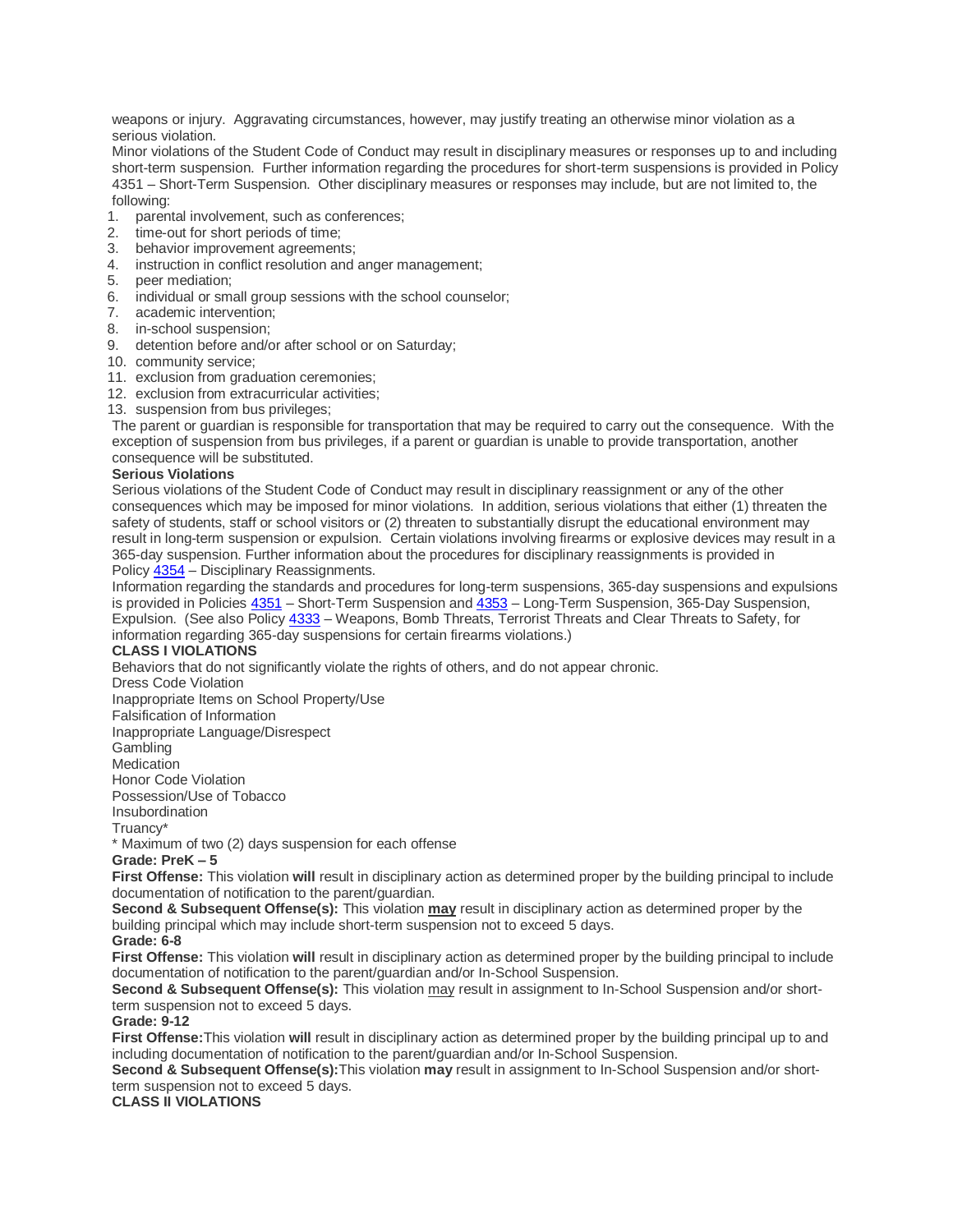weapons or injury. Aggravating circumstances, however, may justify treating an otherwise minor violation as a serious violation.

Minor violations of the Student Code of Conduct may result in disciplinary measures or responses up to and including short-term suspension. Further information regarding the procedures for short-term suspensions is provided in Policy 4351 – Short-Term Suspension. Other disciplinary measures or responses may include, but are not limited to, the following:

1. parental involvement, such as conferences;
2. time-out for short periods of time;
3. behavior improvement agreements;
4. instruction in conflict resolution and anger management;
5. peer mediation;
6. individual or small group sessions with the school counselor;
7. academic intervention;
8. in-school suspension;
9. detention before and/or after school or on Saturday;
10. community service;
11. exclusion from graduation ceremonies;
12. exclusion from extracurricular activities;
13. suspension from bus privileges;

The parent or guardian is responsible for transportation that may be required to carry out the consequence. With the exception of suspension from bus privileges, if a parent or guardian is unable to provide transportation, another consequence will be substituted.

**Serious Violations**

Serious violations of the Student Code of Conduct may result in disciplinary reassignment or any of the other consequences which may be imposed for minor violations. In addition, serious violations that either (1) threaten the safety of students, staff or school visitors or (2) threaten to substantially disrupt the educational environment may result in long-term suspension or expulsion. Certain violations involving firearms or explosive devices may result in a 365-day suspension. Further information about the procedures for disciplinary reassignments is provided in Policy 4354 – Disciplinary Reassignments.

Information regarding the standards and procedures for long-term suspensions, 365-day suspensions and expulsions is provided in Policies 4351 – Short-Term Suspension and 4353 – Long-Term Suspension, 365-Day Suspension, Expulsion. (See also Policy 4333 – Weapons, Bomb Threats, Terrorist Threats and Clear Threats to Safety, for information regarding 365-day suspensions for certain firearms violations.)

**CLASS I VIOLATIONS**

Behaviors that do not significantly violate the rights of others, and do not appear chronic.

Dress Code Violation
Inappropriate Items on School Property/Use
Falsification of Information
Inappropriate Language/Disrespect
Gambling
Medication
Honor Code Violation
Possession/Use of Tobacco
Insubordination
Truancy*

* Maximum of two (2) days suspension for each offense

**Grade: PreK – 5**

**First Offense:** This violation **will** result in disciplinary action as determined proper by the building principal to include documentation of notification to the parent/guardian.

**Second & Subsequent Offense(s):** This violation **may** result in disciplinary action as determined proper by the building principal which may include short-term suspension not to exceed 5 days.

**Grade: 6-8**

**First Offense:** This violation **will** result in disciplinary action as determined proper by the building principal to include documentation of notification to the parent/guardian and/or In-School Suspension.

**Second & Subsequent Offense(s):** This violation may result in assignment to In-School Suspension and/or short-term suspension not to exceed 5 days.

**Grade: 9-12**

**First Offense:**This violation **will** result in disciplinary action as determined proper by the building principal up to and including documentation of notification to the parent/guardian and/or In-School Suspension.

**Second & Subsequent Offense(s):**This violation **may** result in assignment to In-School Suspension and/or short-term suspension not to exceed 5 days.

**CLASS II VIOLATIONS**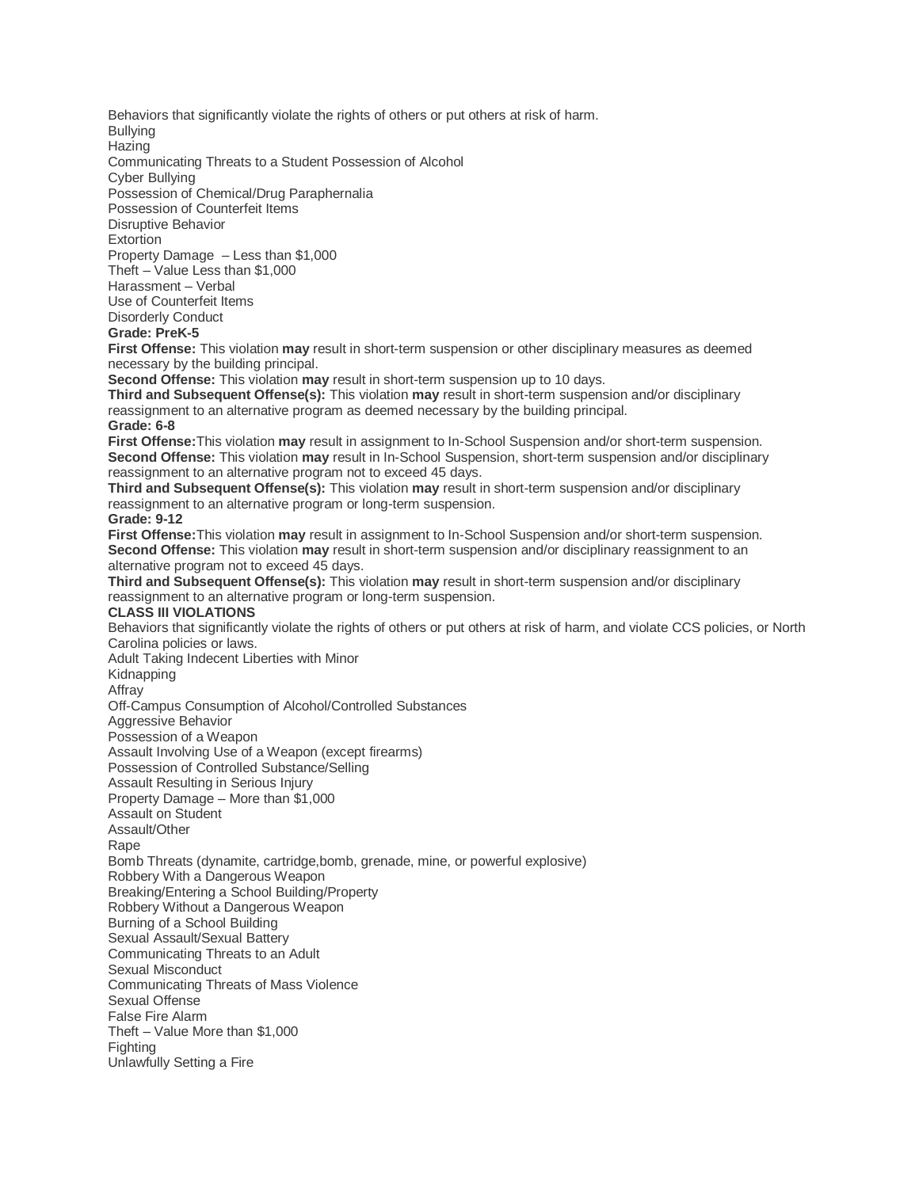Behaviors that significantly violate the rights of others or put others at risk of harm.

Bullying

Hazing

Communicating Threats to a Student Possession of Alcohol

Cyber Bullying

Possession of Chemical/Drug Paraphernalia

Possession of Counterfeit Items

Disruptive Behavior

Extortion

Property Damage – Less than $1,000

Theft – Value Less than $1,000

Harassment – Verbal

Use of Counterfeit Items

Disorderly Conduct

**Grade: PreK-5**

**First Offense:** This violation **may** result in short-term suspension or other disciplinary measures as deemed necessary by the building principal.

**Second Offense:** This violation **may** result in short-term suspension up to 10 days.

**Third and Subsequent Offense(s):** This violation **may** result in short-term suspension and/or disciplinary reassignment to an alternative program as deemed necessary by the building principal.

**Grade: 6-8**

**First Offense:**This violation **may** result in assignment to In-School Suspension and/or short-term suspension.

**Second Offense:** This violation **may** result in In-School Suspension, short-term suspension and/or disciplinary reassignment to an alternative program not to exceed 45 days.

**Third and Subsequent Offense(s):** This violation **may** result in short-term suspension and/or disciplinary reassignment to an alternative program or long-term suspension.

**Grade: 9-12**

**First Offense:**This violation **may** result in assignment to In-School Suspension and/or short-term suspension.

**Second Offense:** This violation **may** result in short-term suspension and/or disciplinary reassignment to an alternative program not to exceed 45 days.

**Third and Subsequent Offense(s):** This violation **may** result in short-term suspension and/or disciplinary reassignment to an alternative program or long-term suspension.

**CLASS III VIOLATIONS**

Behaviors that significantly violate the rights of others or put others at risk of harm, and violate CCS policies, or North Carolina policies or laws.

Adult Taking Indecent Liberties with Minor

Kidnapping

Affray

Off-Campus Consumption of Alcohol/Controlled Substances

Aggressive Behavior

Possession of a Weapon

Assault Involving Use of a Weapon (except firearms)

Possession of Controlled Substance/Selling

Assault Resulting in Serious Injury

Property Damage – More than $1,000

Assault on Student

Assault/Other

Rape

Bomb Threats (dynamite, cartridge,bomb, grenade, mine, or powerful explosive)

Robbery With a Dangerous Weapon

Breaking/Entering a School Building/Property

Robbery Without a Dangerous Weapon

Burning of a School Building

Sexual Assault/Sexual Battery

Communicating Threats to an Adult

Sexual Misconduct

Communicating Threats of Mass Violence

Sexual Offense

False Fire Alarm

Theft – Value More than $1,000

Fighting

Unlawfully Setting a Fire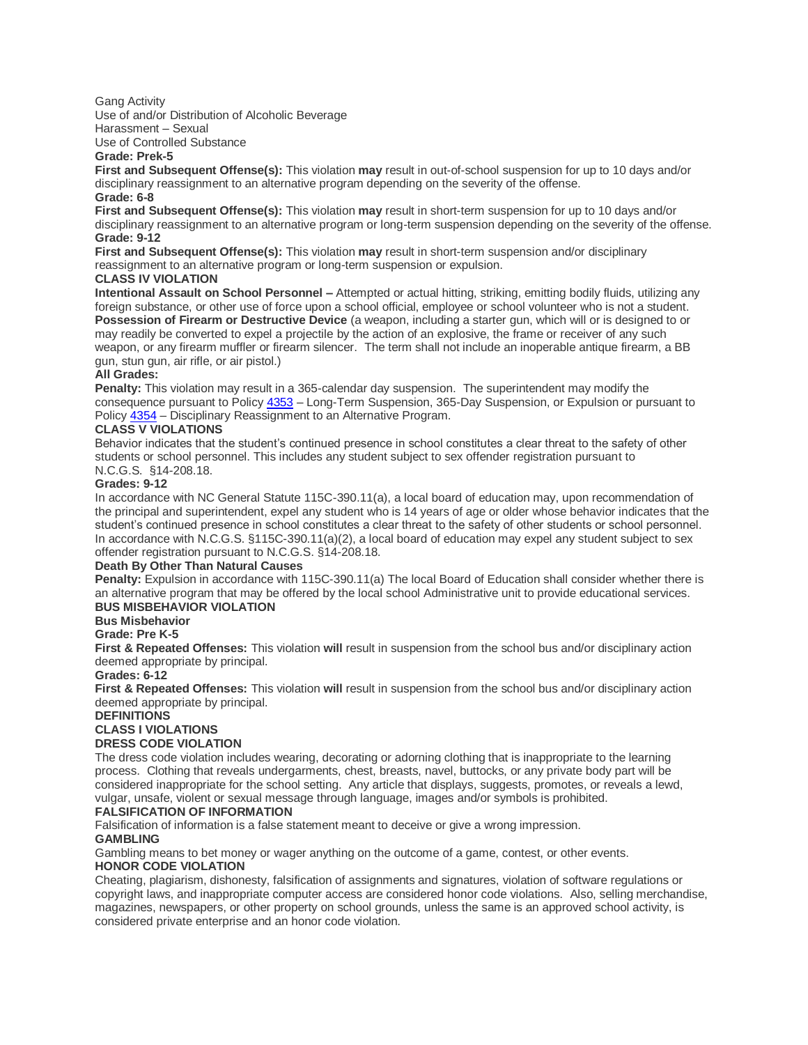Gang Activity
Use of and/or Distribution of Alcoholic Beverage
Harassment – Sexual
Use of Controlled Substance

**Grade: Prek-5**

**First and Subsequent Offense(s):** This violation **may** result in out-of-school suspension for up to 10 days and/or disciplinary reassignment to an alternative program depending on the severity of the offense.

**Grade: 6-8**

**First and Subsequent Offense(s):** This violation **may** result in short-term suspension for up to 10 days and/or disciplinary reassignment to an alternative program or long-term suspension depending on the severity of the offense.

**Grade: 9-12**

**First and Subsequent Offense(s):** This violation **may** result in short-term suspension and/or disciplinary reassignment to an alternative program or long-term suspension or expulsion.

**CLASS IV VIOLATION**

**Intentional Assault on School Personnel –** Attempted or actual hitting, striking, emitting bodily fluids, utilizing any foreign substance, or other use of force upon a school official, employee or school volunteer who is not a student.

**Possession of Firearm or Destructive Device** (a weapon, including a starter gun, which will or is designed to or may readily be converted to expel a projectile by the action of an explosive, the frame or receiver of any such weapon, or any firearm muffler or firearm silencer. The term shall not include an inoperable antique firearm, a BB gun, stun gun, air rifle, or air pistol.)

**All Grades:**

**Penalty:** This violation may result in a 365-calendar day suspension. The superintendent may modify the consequence pursuant to Policy 4353 – Long-Term Suspension, 365-Day Suspension, or Expulsion or pursuant to Policy 4354 – Disciplinary Reassignment to an Alternative Program.

**CLASS V VIOLATIONS**

Behavior indicates that the student's continued presence in school constitutes a clear threat to the safety of other students or school personnel. This includes any student subject to sex offender registration pursuant to N.C.G.S. §14-208.18.

**Grades: 9-12**

In accordance with NC General Statute 115C-390.11(a), a local board of education may, upon recommendation of the principal and superintendent, expel any student who is 14 years of age or older whose behavior indicates that the student's continued presence in school constitutes a clear threat to the safety of other students or school personnel. In accordance with N.C.G.S. §115C-390.11(a)(2), a local board of education may expel any student subject to sex offender registration pursuant to N.C.G.S. §14-208.18.

**Death By Other Than Natural Causes**

**Penalty:** Expulsion in accordance with 115C-390.11(a) The local Board of Education shall consider whether there is an alternative program that may be offered by the local school Administrative unit to provide educational services.

**BUS MISBEHAVIOR VIOLATION**

**Bus Misbehavior**

**Grade: Pre K-5**

**First & Repeated Offenses:** This violation **will** result in suspension from the school bus and/or disciplinary action deemed appropriate by principal.

**Grades: 6-12**

**First & Repeated Offenses:** This violation **will** result in suspension from the school bus and/or disciplinary action deemed appropriate by principal.

**DEFINITIONS**

**CLASS I VIOLATIONS**

**DRESS CODE VIOLATION**

The dress code violation includes wearing, decorating or adorning clothing that is inappropriate to the learning process. Clothing that reveals undergarments, chest, breasts, navel, buttocks, or any private body part will be considered inappropriate for the school setting. Any article that displays, suggests, promotes, or reveals a lewd, vulgar, unsafe, violent or sexual message through language, images and/or symbols is prohibited.

**FALSIFICATION OF INFORMATION**

Falsification of information is a false statement meant to deceive or give a wrong impression.

**GAMBLING**

Gambling means to bet money or wager anything on the outcome of a game, contest, or other events.

**HONOR CODE VIOLATION**

Cheating, plagiarism, dishonesty, falsification of assignments and signatures, violation of software regulations or copyright laws, and inappropriate computer access are considered honor code violations. Also, selling merchandise, magazines, newspapers, or other property on school grounds, unless the same is an approved school activity, is considered private enterprise and an honor code violation.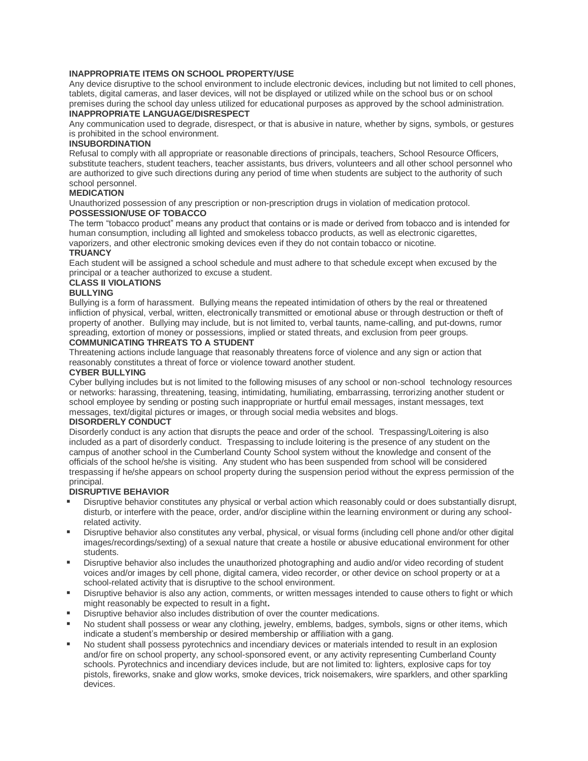**INAPPROPRIATE ITEMS ON SCHOOL PROPERTY/USE**

Any device disruptive to the school environment to include electronic devices, including but not limited to cell phones, tablets, digital cameras, and laser devices, will not be displayed or utilized while on the school bus or on school premises during the school day unless utilized for educational purposes as approved by the school administration.

**INAPPROPRIATE LANGUAGE/DISRESPECT**

Any communication used to degrade, disrespect, or that is abusive in nature, whether by signs, symbols, or gestures is prohibited in the school environment.

**INSUBORDINATION**

Refusal to comply with all appropriate or reasonable directions of principals, teachers, School Resource Officers, substitute teachers, student teachers, teacher assistants, bus drivers, volunteers and all other school personnel who are authorized to give such directions during any period of time when students are subject to the authority of such school personnel.

**MEDICATION**

Unauthorized possession of any prescription or non-prescription drugs in violation of medication protocol.

**POSSESSION/USE OF TOBACCO**

The term "tobacco product" means any product that contains or is made or derived from tobacco and is intended for human consumption, including all lighted and smokeless tobacco products, as well as electronic cigarettes, vaporizers, and other electronic smoking devices even if they do not contain tobacco or nicotine.

**TRUANCY**

Each student will be assigned a school schedule and must adhere to that schedule except when excused by the principal or a teacher authorized to excuse a student.

**CLASS II VIOLATIONS**

**BULLYING**

Bullying is a form of harassment. Bullying means the repeated intimidation of others by the real or threatened infliction of physical, verbal, written, electronically transmitted or emotional abuse or through destruction or theft of property of another. Bullying may include, but is not limited to, verbal taunts, name-calling, and put-downs, rumor spreading, extortion of money or possessions, implied or stated threats, and exclusion from peer groups.

**COMMUNICATING THREATS TO A STUDENT**

Threatening actions include language that reasonably threatens force of violence and any sign or action that reasonably constitutes a threat of force or violence toward another student.

**CYBER BULLYING**

Cyber bullying includes but is not limited to the following misuses of any school or non-school technology resources or networks: harassing, threatening, teasing, intimidating, humiliating, embarrassing, terrorizing another student or school employee by sending or posting such inappropriate or hurtful email messages, instant messages, text messages, text/digital pictures or images, or through social media websites and blogs.

**DISORDERLY CONDUCT**

Disorderly conduct is any action that disrupts the peace and order of the school. Trespassing/Loitering is also included as a part of disorderly conduct. Trespassing to include loitering is the presence of any student on the campus of another school in the Cumberland County School system without the knowledge and consent of the officials of the school he/she is visiting. Any student who has been suspended from school will be considered trespassing if he/she appears on school property during the suspension period without the express permission of the principal.

**DISRUPTIVE BEHAVIOR**

- Disruptive behavior constitutes any physical or verbal action which reasonably could or does substantially disrupt, disturb, or interfere with the peace, order, and/or discipline within the learning environment or during any school-related activity.
- Disruptive behavior also constitutes any verbal, physical, or visual forms (including cell phone and/or other digital images/recordings/sexting) of a sexual nature that create a hostile or abusive educational environment for other students.
- Disruptive behavior also includes the unauthorized photographing and audio and/or video recording of student voices and/or images by cell phone, digital camera, video recorder, or other device on school property or at a school-related activity that is disruptive to the school environment.
- Disruptive behavior is also any action, comments, or written messages intended to cause others to fight or which might reasonably be expected to result in a fight.
- Disruptive behavior also includes distribution of over the counter medications.
- No student shall possess or wear any clothing, jewelry, emblems, badges, symbols, signs or other items, which indicate a student's membership or desired membership or affiliation with a gang.
- No student shall possess pyrotechnics and incendiary devices or materials intended to result in an explosion and/or fire on school property, any school-sponsored event, or any activity representing Cumberland County schools. Pyrotechnics and incendiary devices include, but are not limited to: lighters, explosive caps for toy pistols, fireworks, snake and glow works, smoke devices, trick noisemakers, wire sparklers, and other sparkling devices.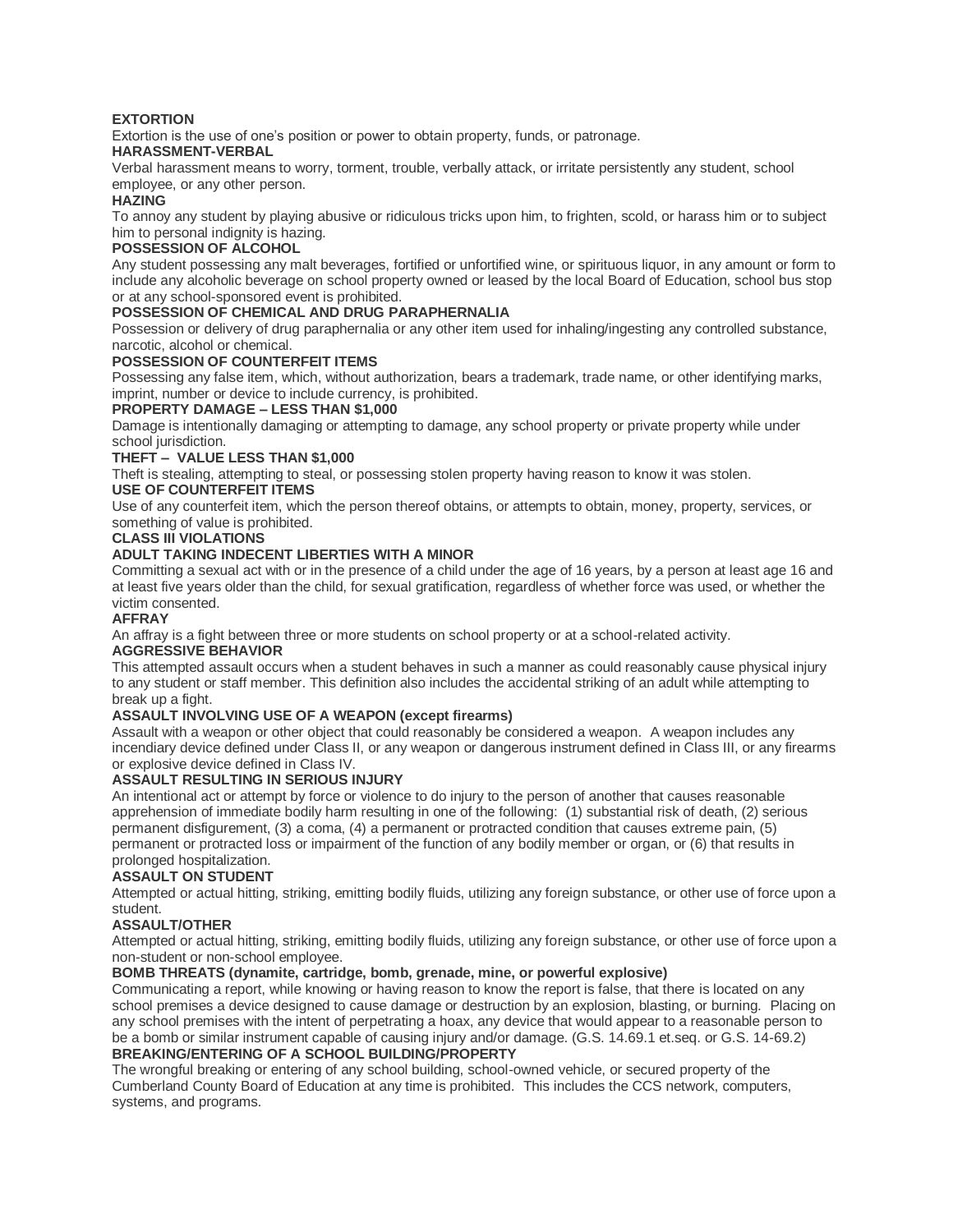**EXTORTION**

Extortion is the use of one's position or power to obtain property, funds, or patronage.

**HARASSMENT-VERBAL**

Verbal harassment means to worry, torment, trouble, verbally attack, or irritate persistently any student, school employee, or any other person.

**HAZING**

To annoy any student by playing abusive or ridiculous tricks upon him, to frighten, scold, or harass him or to subject him to personal indignity is hazing.

**POSSESSION OF ALCOHOL**

Any student possessing any malt beverages, fortified or unfortified wine, or spirituous liquor, in any amount or form to include any alcoholic beverage on school property owned or leased by the local Board of Education, school bus stop or at any school-sponsored event is prohibited.

**POSSESSION OF CHEMICAL AND DRUG PARAPHERNALIA**

Possession or delivery of drug paraphernalia or any other item used for inhaling/ingesting any controlled substance, narcotic, alcohol or chemical.

**POSSESSION OF COUNTERFEIT ITEMS**

Possessing any false item, which, without authorization, bears a trademark, trade name, or other identifying marks, imprint, number or device to include currency, is prohibited.

**PROPERTY DAMAGE – LESS THAN $1,000**

Damage is intentionally damaging or attempting to damage, any school property or private property while under school jurisdiction.

**THEFT – VALUE LESS THAN $1,000**

Theft is stealing, attempting to steal, or possessing stolen property having reason to know it was stolen.

**USE OF COUNTERFEIT ITEMS**

Use of any counterfeit item, which the person thereof obtains, or attempts to obtain, money, property, services, or something of value is prohibited.

**CLASS III VIOLATIONS**

**ADULT TAKING INDECENT LIBERTIES WITH A MINOR**

Committing a sexual act with or in the presence of a child under the age of 16 years, by a person at least age 16 and at least five years older than the child, for sexual gratification, regardless of whether force was used, or whether the victim consented.

**AFFRAY**

An affray is a fight between three or more students on school property or at a school-related activity.

**AGGRESSIVE BEHAVIOR**

This attempted assault occurs when a student behaves in such a manner as could reasonably cause physical injury to any student or staff member. This definition also includes the accidental striking of an adult while attempting to break up a fight.

**ASSAULT INVOLVING USE OF A WEAPON (except firearms)**

Assault with a weapon or other object that could reasonably be considered a weapon. A weapon includes any incendiary device defined under Class II, or any weapon or dangerous instrument defined in Class III, or any firearms or explosive device defined in Class IV.

**ASSAULT RESULTING IN SERIOUS INJURY**

An intentional act or attempt by force or violence to do injury to the person of another that causes reasonable apprehension of immediate bodily harm resulting in one of the following: (1) substantial risk of death, (2) serious permanent disfigurement, (3) a coma, (4) a permanent or protracted condition that causes extreme pain, (5) permanent or protracted loss or impairment of the function of any bodily member or organ, or (6) that results in prolonged hospitalization.

**ASSAULT ON STUDENT**

Attempted or actual hitting, striking, emitting bodily fluids, utilizing any foreign substance, or other use of force upon a student.

**ASSAULT/OTHER**

Attempted or actual hitting, striking, emitting bodily fluids, utilizing any foreign substance, or other use of force upon a non-student or non-school employee.

**BOMB THREATS (dynamite, cartridge, bomb, grenade, mine, or powerful explosive)**

Communicating a report, while knowing or having reason to know the report is false, that there is located on any school premises a device designed to cause damage or destruction by an explosion, blasting, or burning. Placing on any school premises with the intent of perpetrating a hoax, any device that would appear to a reasonable person to be a bomb or similar instrument capable of causing injury and/or damage. (G.S. 14.69.1 et.seq. or G.S. 14-69.2)

**BREAKING/ENTERING OF A SCHOOL BUILDING/PROPERTY**

The wrongful breaking or entering of any school building, school-owned vehicle, or secured property of the Cumberland County Board of Education at any time is prohibited. This includes the CCS network, computers, systems, and programs.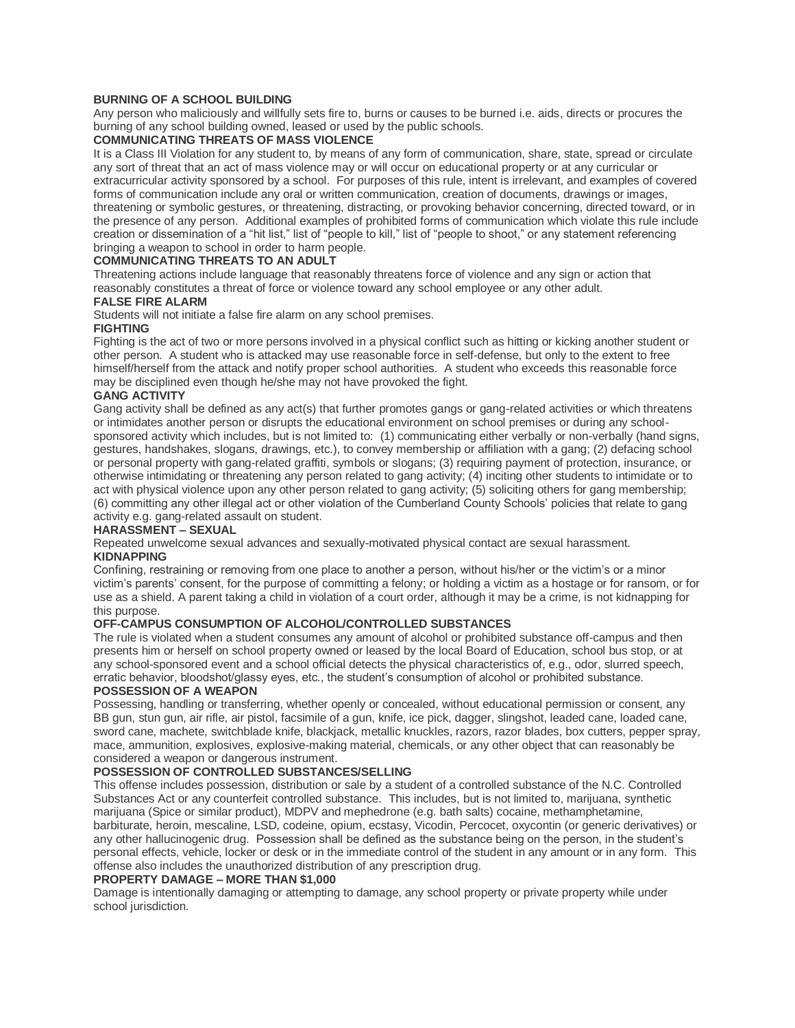**BURNING OF A SCHOOL BUILDING**

Any person who maliciously and willfully sets fire to, burns or causes to be burned i.e. aids, directs or procures the burning of any school building owned, leased or used by the public schools.

**COMMUNICATING THREATS OF MASS VIOLENCE**

It is a Class III Violation for any student to, by means of any form of communication, share, state, spread or circulate any sort of threat that an act of mass violence may or will occur on educational property or at any curricular or extracurricular activity sponsored by a school. For purposes of this rule, intent is irrelevant, and examples of covered forms of communication include any oral or written communication, creation of documents, drawings or images, threatening or symbolic gestures, or threatening, distracting, or provoking behavior concerning, directed toward, or in the presence of any person. Additional examples of prohibited forms of communication which violate this rule include creation or dissemination of a "hit list," list of "people to kill," list of "people to shoot," or any statement referencing bringing a weapon to school in order to harm people.

**COMMUNICATING THREATS TO AN ADULT**

Threatening actions include language that reasonably threatens force of violence and any sign or action that reasonably constitutes a threat of force or violence toward any school employee or any other adult.

**FALSE FIRE ALARM**

Students will not initiate a false fire alarm on any school premises.

**FIGHTING**

Fighting is the act of two or more persons involved in a physical conflict such as hitting or kicking another student or other person. A student who is attacked may use reasonable force in self-defense, but only to the extent to free himself/herself from the attack and notify proper school authorities. A student who exceeds this reasonable force may be disciplined even though he/she may not have provoked the fight.

**GANG ACTIVITY**

Gang activity shall be defined as any act(s) that further promotes gangs or gang-related activities or which threatens or intimidates another person or disrupts the educational environment on school premises or during any school-sponsored activity which includes, but is not limited to: (1) communicating either verbally or non-verbally (hand signs, gestures, handshakes, slogans, drawings, etc.), to convey membership or affiliation with a gang; (2) defacing school or personal property with gang-related graffiti, symbols or slogans; (3) requiring payment of protection, insurance, or otherwise intimidating or threatening any person related to gang activity; (4) inciting other students to intimidate or to act with physical violence upon any other person related to gang activity; (5) soliciting others for gang membership; (6) committing any other illegal act or other violation of the Cumberland County Schools' policies that relate to gang activity e.g. gang-related assault on student.

**HARASSMENT – SEXUAL**

Repeated unwelcome sexual advances and sexually-motivated physical contact are sexual harassment.

**KIDNAPPING**

Confining, restraining or removing from one place to another a person, without his/her or the victim's or a minor victim's parents' consent, for the purpose of committing a felony; or holding a victim as a hostage or for ransom, or for use as a shield. A parent taking a child in violation of a court order, although it may be a crime, is not kidnapping for this purpose.

**OFF-CAMPUS CONSUMPTION OF ALCOHOL/CONTROLLED SUBSTANCES**

The rule is violated when a student consumes any amount of alcohol or prohibited substance off-campus and then presents him or herself on school property owned or leased by the local Board of Education, school bus stop, or at any school-sponsored event and a school official detects the physical characteristics of, e.g., odor, slurred speech, erratic behavior, bloodshot/glassy eyes, etc., the student's consumption of alcohol or prohibited substance.

**POSSESSION OF A WEAPON**

Possessing, handling or transferring, whether openly or concealed, without educational permission or consent, any BB gun, stun gun, air rifle, air pistol, facsimile of a gun, knife, ice pick, dagger, slingshot, leaded cane, loaded cane, sword cane, machete, switchblade knife, blackjack, metallic knuckles, razors, razor blades, box cutters, pepper spray, mace, ammunition, explosives, explosive-making material, chemicals, or any other object that can reasonably be considered a weapon or dangerous instrument.

**POSSESSION OF CONTROLLED SUBSTANCES/SELLING**

This offense includes possession, distribution or sale by a student of a controlled substance of the N.C. Controlled Substances Act or any counterfeit controlled substance. This includes, but is not limited to, marijuana, synthetic marijuana (Spice or similar product), MDPV and mephedrone (e.g. bath salts) cocaine, methamphetamine, barbiturate, heroin, mescaline, LSD, codeine, opium, ecstasy, Vicodin, Percocet, oxycontin (or generic derivatives) or any other hallucinogenic drug. Possession shall be defined as the substance being on the person, in the student's personal effects, vehicle, locker or desk or in the immediate control of the student in any amount or in any form. This offense also includes the unauthorized distribution of any prescription drug.

**PROPERTY DAMAGE – MORE THAN $1,000**

Damage is intentionally damaging or attempting to damage, any school property or private property while under school jurisdiction.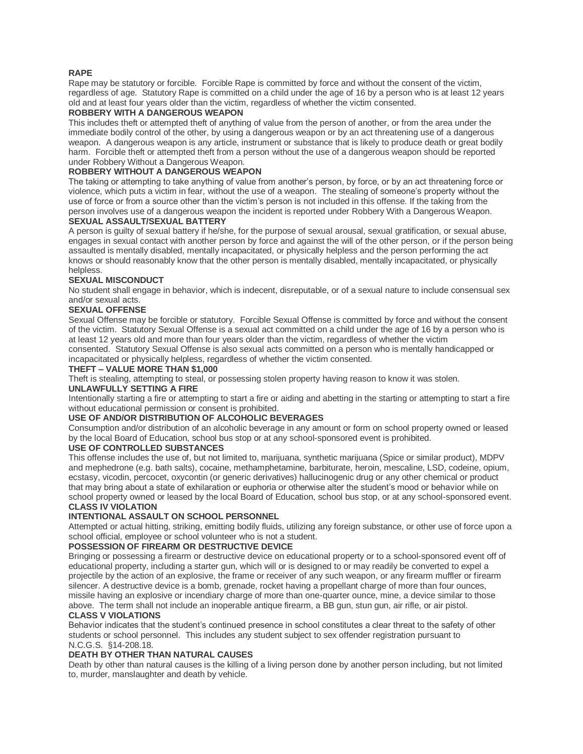**RAPE**

Rape may be statutory or forcible. Forcible Rape is committed by force and without the consent of the victim, regardless of age. Statutory Rape is committed on a child under the age of 16 by a person who is at least 12 years old and at least four years older than the victim, regardless of whether the victim consented.

**ROBBERY WITH A DANGEROUS WEAPON**

This includes theft or attempted theft of anything of value from the person of another, or from the area under the immediate bodily control of the other, by using a dangerous weapon or by an act threatening use of a dangerous weapon. A dangerous weapon is any article, instrument or substance that is likely to produce death or great bodily harm. Forcible theft or attempted theft from a person without the use of a dangerous weapon should be reported under Robbery Without a Dangerous Weapon.

**ROBBERY WITHOUT A DANGEROUS WEAPON**

The taking or attempting to take anything of value from another's person, by force, or by an act threatening force or violence, which puts a victim in fear, without the use of a weapon. The stealing of someone's property without the use of force or from a source other than the victim's person is not included in this offense. If the taking from the person involves use of a dangerous weapon the incident is reported under Robbery With a Dangerous Weapon.

**SEXUAL ASSAULT/SEXUAL BATTERY**

A person is guilty of sexual battery if he/she, for the purpose of sexual arousal, sexual gratification, or sexual abuse, engages in sexual contact with another person by force and against the will of the other person, or if the person being assaulted is mentally disabled, mentally incapacitated, or physically helpless and the person performing the act knows or should reasonably know that the other person is mentally disabled, mentally incapacitated, or physically helpless.

**SEXUAL MISCONDUCT**

No student shall engage in behavior, which is indecent, disreputable, or of a sexual nature to include consensual sex and/or sexual acts.

**SEXUAL OFFENSE**

Sexual Offense may be forcible or statutory. Forcible Sexual Offense is committed by force and without the consent of the victim. Statutory Sexual Offense is a sexual act committed on a child under the age of 16 by a person who is at least 12 years old and more than four years older than the victim, regardless of whether the victim consented. Statutory Sexual Offense is also sexual acts committed on a person who is mentally handicapped or incapacitated or physically helpless, regardless of whether the victim consented.

**THEFT – VALUE MORE THAN $1,000**

Theft is stealing, attempting to steal, or possessing stolen property having reason to know it was stolen.

**UNLAWFULLY SETTING A FIRE**

Intentionally starting a fire or attempting to start a fire or aiding and abetting in the starting or attempting to start a fire without educational permission or consent is prohibited.

**USE OF AND/OR DISTRIBUTION OF ALCOHOLIC BEVERAGES**

Consumption and/or distribution of an alcoholic beverage in any amount or form on school property owned or leased by the local Board of Education, school bus stop or at any school-sponsored event is prohibited.

**USE OF CONTROLLED SUBSTANCES**

This offense includes the use of, but not limited to, marijuana, synthetic marijuana (Spice or similar product), MDPV and mephedrone (e.g. bath salts), cocaine, methamphetamine, barbiturate, heroin, mescaline, LSD, codeine, opium, ecstasy, vicodin, percocet, oxycontin (or generic derivatives) hallucinogenic drug or any other chemical or product that may bring about a state of exhilaration or euphoria or otherwise alter the student's mood or behavior while on school property owned or leased by the local Board of Education, school bus stop, or at any school-sponsored event.

**CLASS IV VIOLATION**

**INTENTIONAL ASSAULT ON SCHOOL PERSONNEL**

Attempted or actual hitting, striking, emitting bodily fluids, utilizing any foreign substance, or other use of force upon a school official, employee or school volunteer who is not a student.

**POSSESSION OF FIREARM OR DESTRUCTIVE DEVICE**

Bringing or possessing a firearm or destructive device on educational property or to a school-sponsored event off of educational property, including a starter gun, which will or is designed to or may readily be converted to expel a projectile by the action of an explosive, the frame or receiver of any such weapon, or any firearm muffler or firearm silencer. A destructive device is a bomb, grenade, rocket having a propellant charge of more than four ounces, missile having an explosive or incendiary charge of more than one-quarter ounce, mine, a device similar to those above. The term shall not include an inoperable antique firearm, a BB gun, stun gun, air rifle, or air pistol.

**CLASS V VIOLATIONS**

Behavior indicates that the student's continued presence in school constitutes a clear threat to the safety of other students or school personnel. This includes any student subject to sex offender registration pursuant to N.C.G.S. §14-208.18.

**DEATH BY OTHER THAN NATURAL CAUSES**

Death by other than natural causes is the killing of a living person done by another person including, but not limited to, murder, manslaughter and death by vehicle.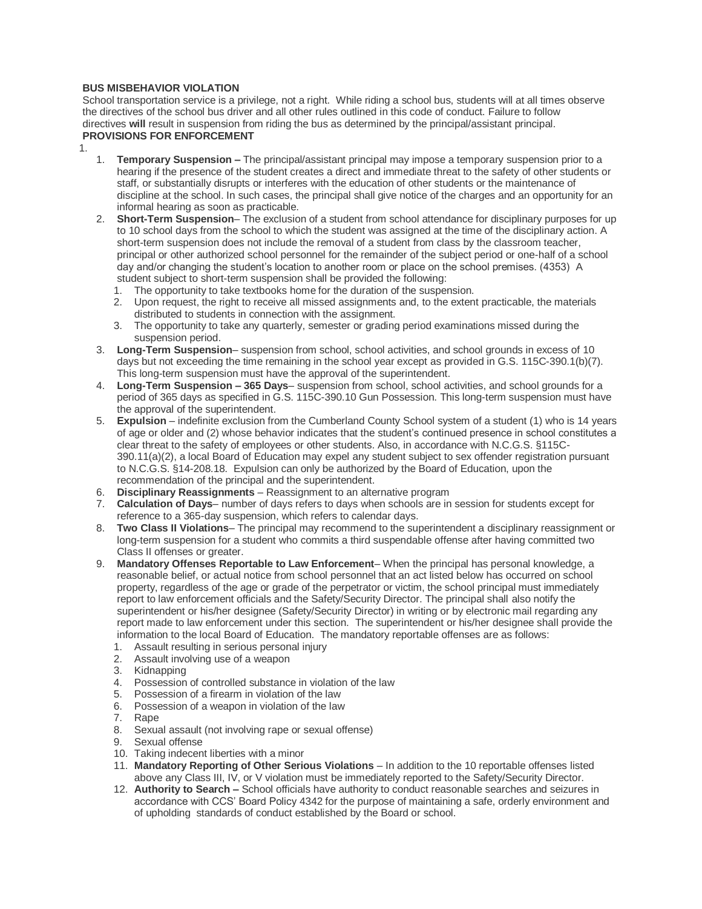**BUS MISBEHAVIOR VIOLATION**

School transportation service is a privilege, not a right. While riding a school bus, students will at all times observe the directives of the school bus driver and all other rules outlined in this code of conduct. Failure to follow directives **will** result in suspension from riding the bus as determined by the principal/assistant principal.

**PROVISIONS FOR ENFORCEMENT**

1.

1. **Temporary Suspension –** The principal/assistant principal may impose a temporary suspension prior to a hearing if the presence of the student creates a direct and immediate threat to the safety of other students or staff, or substantially disrupts or interferes with the education of other students or the maintenance of discipline at the school. In such cases, the principal shall give notice of the charges and an opportunity for an informal hearing as soon as practicable.
2. **Short-Term Suspension**– The exclusion of a student from school attendance for disciplinary purposes for up to 10 school days from the school to which the student was assigned at the time of the disciplinary action. A short-term suspension does not include the removal of a student from class by the classroom teacher, principal or other authorized school personnel for the remainder of the subject period or one-half of a school day and/or changing the student's location to another room or place on the school premises. (4353) A student subject to short-term suspension shall be provided the following:
   1. The opportunity to take textbooks home for the duration of the suspension.
   2. Upon request, the right to receive all missed assignments and, to the extent practicable, the materials distributed to students in connection with the assignment.
   3. The opportunity to take any quarterly, semester or grading period examinations missed during the suspension period.
3. **Long-Term Suspension**– suspension from school, school activities, and school grounds in excess of 10 days but not exceeding the time remaining in the school year except as provided in G.S. 115C-390.1(b)(7). This long-term suspension must have the approval of the superintendent.
4. **Long-Term Suspension – 365 Days**– suspension from school, school activities, and school grounds for a period of 365 days as specified in G.S. 115C-390.10 Gun Possession. This long-term suspension must have the approval of the superintendent.
5. **Expulsion** – indefinite exclusion from the Cumberland County School system of a student (1) who is 14 years of age or older and (2) whose behavior indicates that the student's continued presence in school constitutes a clear threat to the safety of employees or other students. Also, in accordance with N.C.G.S. §115C-390.11(a)(2), a local Board of Education may expel any student subject to sex offender registration pursuant to N.C.G.S. §14-208.18. Expulsion can only be authorized by the Board of Education, upon the recommendation of the principal and the superintendent.
6. **Disciplinary Reassignments** – Reassignment to an alternative program
7. **Calculation of Days**– number of days refers to days when schools are in session for students except for reference to a 365-day suspension, which refers to calendar days.
8. **Two Class II Violations**– The principal may recommend to the superintendent a disciplinary reassignment or long-term suspension for a student who commits a third suspendable offense after having committed two Class II offenses or greater.
9. **Mandatory Offenses Reportable to Law Enforcement**– When the principal has personal knowledge, a reasonable belief, or actual notice from school personnel that an act listed below has occurred on school property, regardless of the age or grade of the perpetrator or victim, the school principal must immediately report to law enforcement officials and the Safety/Security Director. The principal shall also notify the superintendent or his/her designee (Safety/Security Director) in writing or by electronic mail regarding any report made to law enforcement under this section. The superintendent or his/her designee shall provide the information to the local Board of Education. The mandatory reportable offenses are as follows:
   1. Assault resulting in serious personal injury
   2. Assault involving use of a weapon
   3. Kidnapping
   4. Possession of controlled substance in violation of the law
   5. Possession of a firearm in violation of the law
   6. Possession of a weapon in violation of the law
   7. Rape
   8. Sexual assault (not involving rape or sexual offense)
   9. Sexual offense
   10. Taking indecent liberties with a minor
   11. **Mandatory Reporting of Other Serious Violations** – In addition to the 10 reportable offenses listed above any Class III, IV, or V violation must be immediately reported to the Safety/Security Director.
   12. **Authority to Search –** School officials have authority to conduct reasonable searches and seizures in accordance with CCS' Board Policy 4342 for the purpose of maintaining a safe, orderly environment and of upholding standards of conduct established by the Board or school.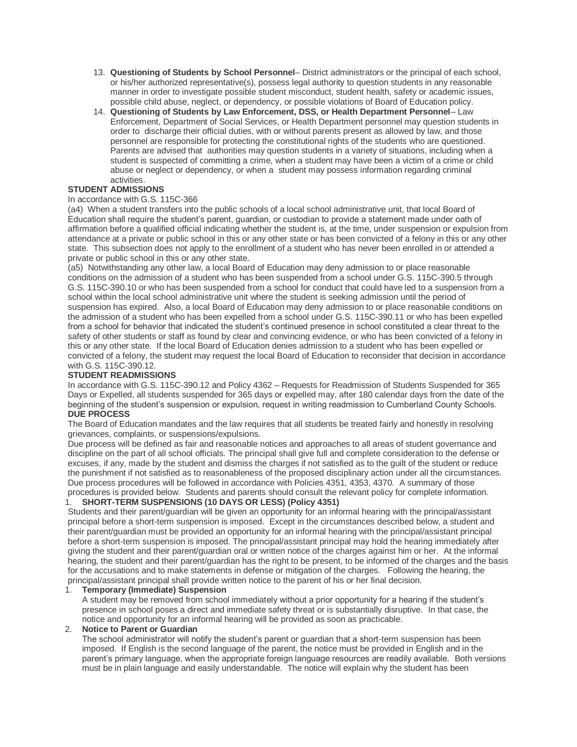13. **Questioning of Students by School Personnel**– District administrators or the principal of each school, or his/her authorized representative(s), possess legal authority to question students in any reasonable manner in order to investigate possible student misconduct, student health, safety or academic issues, possible child abuse, neglect, or dependency, or possible violations of Board of Education policy.
14. **Questioning of Students by Law Enforcement, DSS, or Health Department Personnel**– Law Enforcement, Department of Social Services, or Health Department personnel may question students in order to discharge their official duties, with or without parents present as allowed by law, and those personnel are responsible for protecting the constitutional rights of the students who are questioned. Parents are advised that authorities may question students in a variety of situations, including when a student is suspected of committing a crime, when a student may have been a victim of a crime or child abuse or neglect or dependency, or when a student may possess information regarding criminal activities.

**STUDENT ADMISSIONS**

In accordance with G.S. 115C-366

(a4) When a student transfers into the public schools of a local school administrative unit, that local Board of Education shall require the student's parent, guardian, or custodian to provide a statement made under oath of affirmation before a qualified official indicating whether the student is, at the time, under suspension or expulsion from attendance at a private or public school in this or any other state or has been convicted of a felony in this or any other state. This subsection does not apply to the enrollment of a student who has never been enrolled in or attended a private or public school in this or any other state.

(a5) Notwithstanding any other law, a local Board of Education may deny admission to or place reasonable conditions on the admission of a student who has been suspended from a school under G.S. 115C-390.5 through G.S. 115C-390.10 or who has been suspended from a school for conduct that could have led to a suspension from a school within the local school administrative unit where the student is seeking admission until the period of suspension has expired. Also, a local Board of Education may deny admission to or place reasonable conditions on the admission of a student who has been expelled from a school under G.S. 115C-390.11 or who has been expelled from a school for behavior that indicated the student's continued presence in school constituted a clear threat to the safety of other students or staff as found by clear and convincing evidence, or who has been convicted of a felony in this or any other state. If the local Board of Education denies admission to a student who has been expelled or convicted of a felony, the student may request the local Board of Education to reconsider that decision in accordance with G.S. 115C-390.12.

**STUDENT READMISSIONS**

In accordance with G.S. 115C-390.12 and Policy 4362 – Requests for Readmission of Students Suspended for 365 Days or Expelled, all students suspended for 365 days or expelled may, after 180 calendar days from the date of the beginning of the student's suspension or expulsion, request in writing readmission to Cumberland County Schools.

**DUE PROCESS**

The Board of Education mandates and the law requires that all students be treated fairly and honestly in resolving grievances, complaints, or suspensions/expulsions.

Due process will be defined as fair and reasonable notices and approaches to all areas of student governance and discipline on the part of all school officials. The principal shall give full and complete consideration to the defense or excuses, if any, made by the student and dismiss the charges if not satisfied as to the guilt of the student or reduce the punishment if not satisfied as to reasonableness of the proposed disciplinary action under all the circumstances. Due process procedures will be followed in accordance with Policies 4351, 4353, 4370. A summary of those procedures is provided below. Students and parents should consult the relevant policy for complete information.

1. **SHORT-TERM SUSPENSIONS (10 DAYS OR LESS) (Policy 4351)**

Students and their parent/guardian will be given an opportunity for an informal hearing with the principal/assistant principal before a short-term suspension is imposed. Except in the circumstances described below, a student and their parent/guardian must be provided an opportunity for an informal hearing with the principal/assistant principal before a short-term suspension is imposed. The principal/assistant principal may hold the hearing immediately after giving the student and their parent/guardian oral or written notice of the charges against him or her. At the informal hearing, the student and their parent/guardian has the right to be present, to be informed of the charges and the basis for the accusations and to make statements in defense or mitigation of the charges. Following the hearing, the principal/assistant principal shall provide written notice to the parent of his or her final decision.

1. **Temporary (Immediate) Suspension**

   A student may be removed from school immediately without a prior opportunity for a hearing if the student's presence in school poses a direct and immediate safety threat or is substantially disruptive. In that case, the notice and opportunity for an informal hearing will be provided as soon as practicable.

2. **Notice to Parent or Guardian**

   The school administrator will notify the student's parent or guardian that a short-term suspension has been imposed. If English is the second language of the parent, the notice must be provided in English and in the parent's primary language, when the appropriate foreign language resources are readily available. Both versions must be in plain language and easily understandable. The notice will explain why the student has been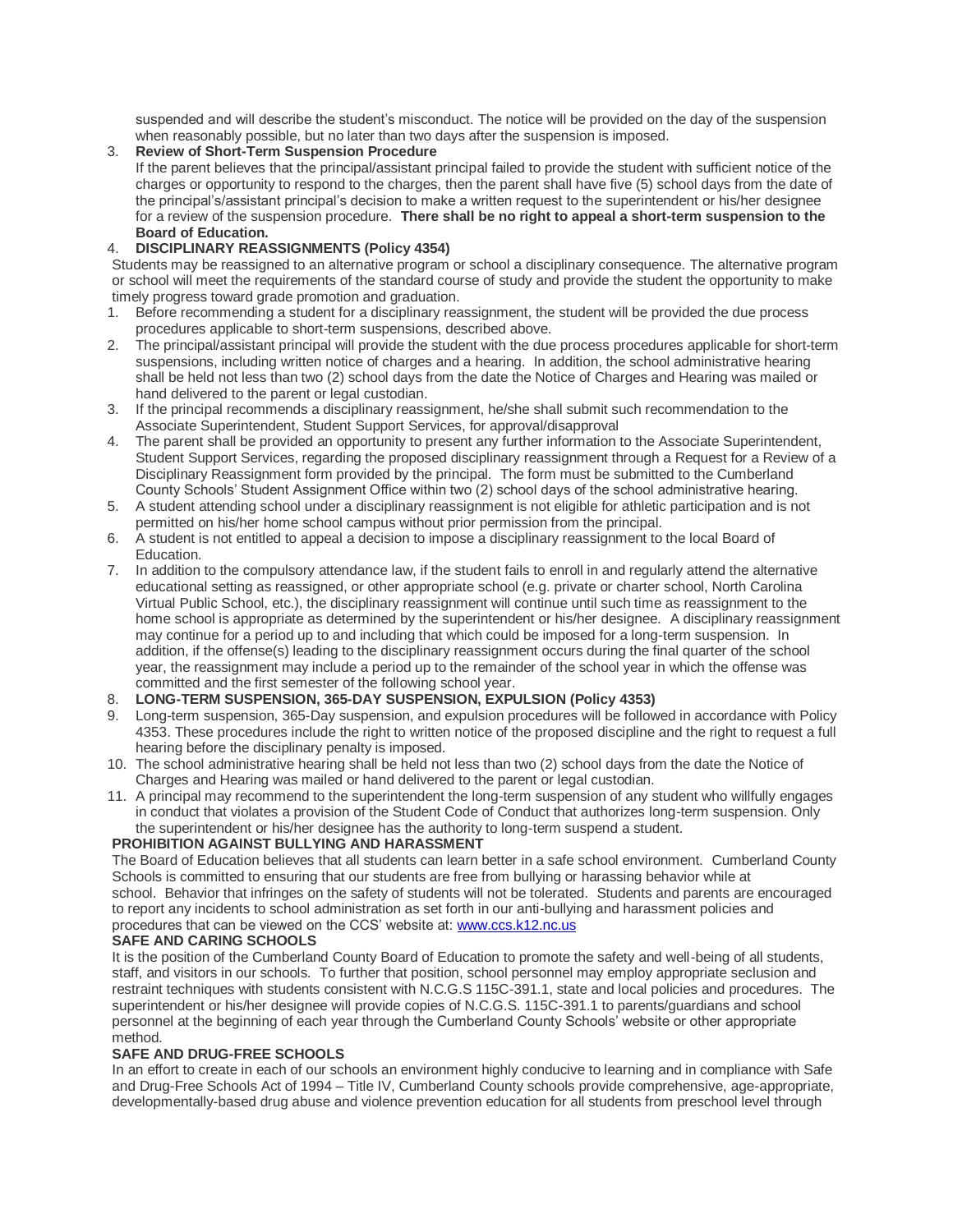suspended and will describe the student's misconduct. The notice will be provided on the day of the suspension when reasonably possible, but no later than two days after the suspension is imposed.

3. **Review of Short-Term Suspension Procedure**
   If the parent believes that the principal/assistant principal failed to provide the student with sufficient notice of the charges or opportunity to respond to the charges, then the parent shall have five (5) school days from the date of the principal's/assistant principal's decision to make a written request to the superintendent or his/her designee for a review of the suspension procedure. **There shall be no right to appeal a short-term suspension to the Board of Education.**
4. **DISCIPLINARY REASSIGNMENTS (Policy 4354)**

Students may be reassigned to an alternative program or school a disciplinary consequence. The alternative program or school will meet the requirements of the standard course of study and provide the student the opportunity to make timely progress toward grade promotion and graduation.

1. Before recommending a student for a disciplinary reassignment, the student will be provided the due process procedures applicable to short-term suspensions, described above.
2. The principal/assistant principal will provide the student with the due process procedures applicable for short-term suspensions, including written notice of charges and a hearing. In addition, the school administrative hearing shall be held not less than two (2) school days from the date the Notice of Charges and Hearing was mailed or hand delivered to the parent or legal custodian.
3. If the principal recommends a disciplinary reassignment, he/she shall submit such recommendation to the Associate Superintendent, Student Support Services, for approval/disapproval
4. The parent shall be provided an opportunity to present any further information to the Associate Superintendent, Student Support Services, regarding the proposed disciplinary reassignment through a Request for a Review of a Disciplinary Reassignment form provided by the principal. The form must be submitted to the Cumberland County Schools' Student Assignment Office within two (2) school days of the school administrative hearing.
5. A student attending school under a disciplinary reassignment is not eligible for athletic participation and is not permitted on his/her home school campus without prior permission from the principal.
6. A student is not entitled to appeal a decision to impose a disciplinary reassignment to the local Board of Education.
7. In addition to the compulsory attendance law, if the student fails to enroll in and regularly attend the alternative educational setting as reassigned, or other appropriate school (e.g. private or charter school, North Carolina Virtual Public School, etc.), the disciplinary reassignment will continue until such time as reassignment to the home school is appropriate as determined by the superintendent or his/her designee. A disciplinary reassignment may continue for a period up to and including that which could be imposed for a long-term suspension. In addition, if the offense(s) leading to the disciplinary reassignment occurs during the final quarter of the school year, the reassignment may include a period up to the remainder of the school year in which the offense was committed and the first semester of the following school year.
8. **LONG-TERM SUSPENSION, 365-DAY SUSPENSION, EXPULSION (Policy 4353)**
9. Long-term suspension, 365-Day suspension, and expulsion procedures will be followed in accordance with Policy 4353. These procedures include the right to written notice of the proposed discipline and the right to request a full hearing before the disciplinary penalty is imposed.
10. The school administrative hearing shall be held not less than two (2) school days from the date the Notice of Charges and Hearing was mailed or hand delivered to the parent or legal custodian.
11. A principal may recommend to the superintendent the long-term suspension of any student who willfully engages in conduct that violates a provision of the Student Code of Conduct that authorizes long-term suspension. Only the superintendent or his/her designee has the authority to long-term suspend a student.

**PROHIBITION AGAINST BULLYING AND HARASSMENT**

The Board of Education believes that all students can learn better in a safe school environment. Cumberland County Schools is committed to ensuring that our students are free from bullying or harassing behavior while at school. Behavior that infringes on the safety of students will not be tolerated. Students and parents are encouraged to report any incidents to school administration as set forth in our anti-bullying and harassment policies and procedures that can be viewed on the CCS' website at: [www.ccs.k12.nc.us](www.ccs.k12.nc.us)

**SAFE AND CARING SCHOOLS**

It is the position of the Cumberland County Board of Education to promote the safety and well-being of all students, staff, and visitors in our schools. To further that position, school personnel may employ appropriate seclusion and restraint techniques with students consistent with N.C.G.S 115C-391.1, state and local policies and procedures. The superintendent or his/her designee will provide copies of N.C.G.S. 115C-391.1 to parents/guardians and school personnel at the beginning of each year through the Cumberland County Schools' website or other appropriate method.

**SAFE AND DRUG-FREE SCHOOLS**

In an effort to create in each of our schools an environment highly conducive to learning and in compliance with Safe and Drug-Free Schools Act of 1994 – Title IV, Cumberland County schools provide comprehensive, age-appropriate, developmentally-based drug abuse and violence prevention education for all students from preschool level through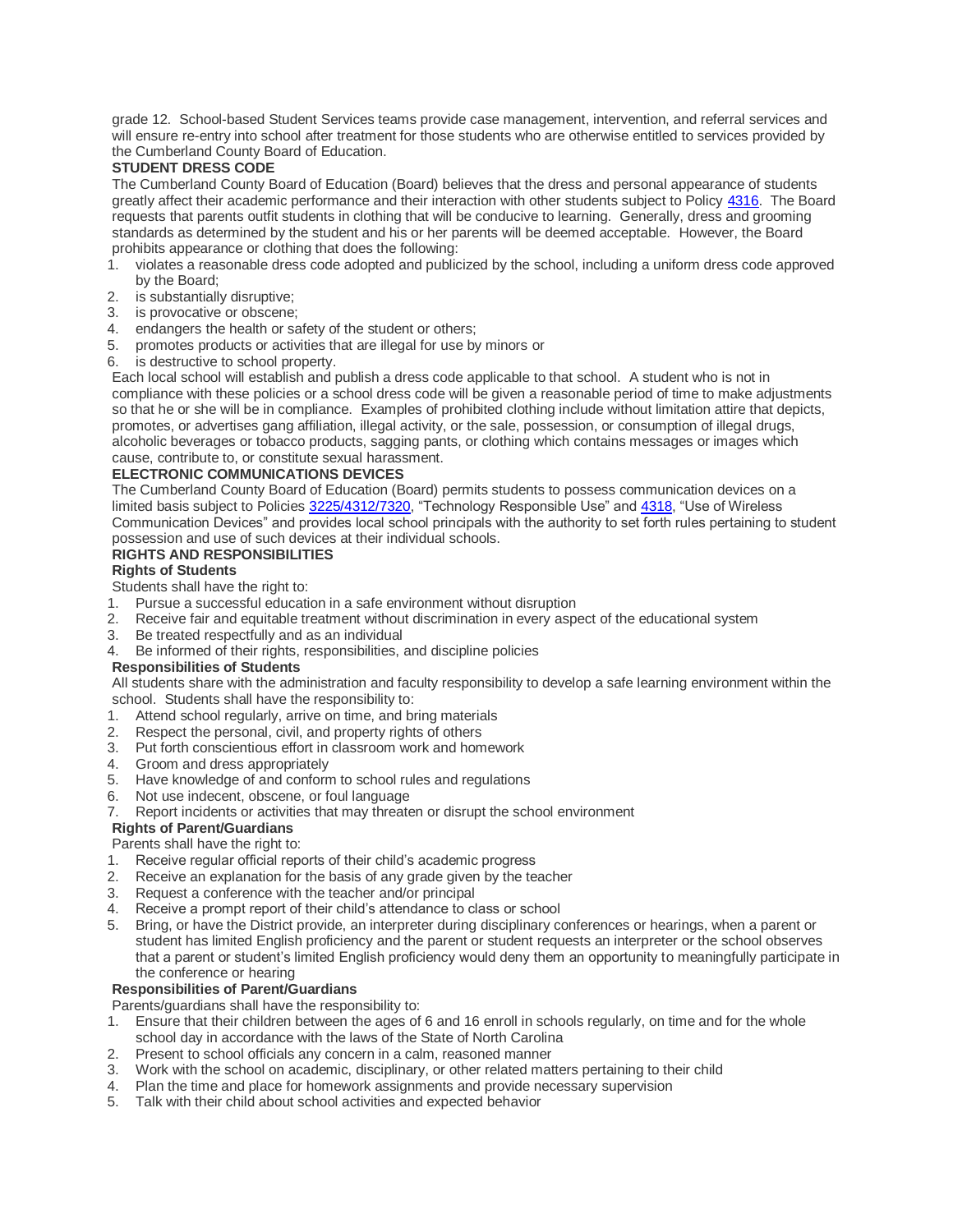grade 12. School-based Student Services teams provide case management, intervention, and referral services and will ensure re-entry into school after treatment for those students who are otherwise entitled to services provided by the Cumberland County Board of Education.

**STUDENT DRESS CODE**

The Cumberland County Board of Education (Board) believes that the dress and personal appearance of students greatly affect their academic performance and their interaction with other students subject to Policy 4316. The Board requests that parents outfit students in clothing that will be conducive to learning. Generally, dress and grooming standards as determined by the student and his or her parents will be deemed acceptable. However, the Board prohibits appearance or clothing that does the following:

1. violates a reasonable dress code adopted and publicized by the school, including a uniform dress code approved by the Board;
2. is substantially disruptive;
3. is provocative or obscene;
4. endangers the health or safety of the student or others;
5. promotes products or activities that are illegal for use by minors or
6. is destructive to school property.

Each local school will establish and publish a dress code applicable to that school. A student who is not in compliance with these policies or a school dress code will be given a reasonable period of time to make adjustments so that he or she will be in compliance. Examples of prohibited clothing include without limitation attire that depicts, promotes, or advertises gang affiliation, illegal activity, or the sale, possession, or consumption of illegal drugs, alcoholic beverages or tobacco products, sagging pants, or clothing which contains messages or images which cause, contribute to, or constitute sexual harassment.

**ELECTRONIC COMMUNICATIONS DEVICES**

The Cumberland County Board of Education (Board) permits students to possess communication devices on a limited basis subject to Policies 3225/4312/7320, "Technology Responsible Use" and 4318, "Use of Wireless Communication Devices" and provides local school principals with the authority to set forth rules pertaining to student possession and use of such devices at their individual schools.

**RIGHTS AND RESPONSIBILITIES**

**Rights of Students**

Students shall have the right to:

1. Pursue a successful education in a safe environment without disruption
2. Receive fair and equitable treatment without discrimination in every aspect of the educational system
3. Be treated respectfully and as an individual
4. Be informed of their rights, responsibilities, and discipline policies

**Responsibilities of Students**

All students share with the administration and faculty responsibility to develop a safe learning environment within the school. Students shall have the responsibility to:

1. Attend school regularly, arrive on time, and bring materials
2. Respect the personal, civil, and property rights of others
3. Put forth conscientious effort in classroom work and homework
4. Groom and dress appropriately
5. Have knowledge of and conform to school rules and regulations
6. Not use indecent, obscene, or foul language
7. Report incidents or activities that may threaten or disrupt the school environment

**Rights of Parent/Guardians**

Parents shall have the right to:

1. Receive regular official reports of their child's academic progress
2. Receive an explanation for the basis of any grade given by the teacher
3. Request a conference with the teacher and/or principal
4. Receive a prompt report of their child's attendance to class or school
5. Bring, or have the District provide, an interpreter during disciplinary conferences or hearings, when a parent or student has limited English proficiency and the parent or student requests an interpreter or the school observes that a parent or student's limited English proficiency would deny them an opportunity to meaningfully participate in the conference or hearing

**Responsibilities of Parent/Guardians**

Parents/guardians shall have the responsibility to:

1. Ensure that their children between the ages of 6 and 16 enroll in schools regularly, on time and for the whole school day in accordance with the laws of the State of North Carolina
2. Present to school officials any concern in a calm, reasoned manner
3. Work with the school on academic, disciplinary, or other related matters pertaining to their child
4. Plan the time and place for homework assignments and provide necessary supervision
5. Talk with their child about school activities and expected behavior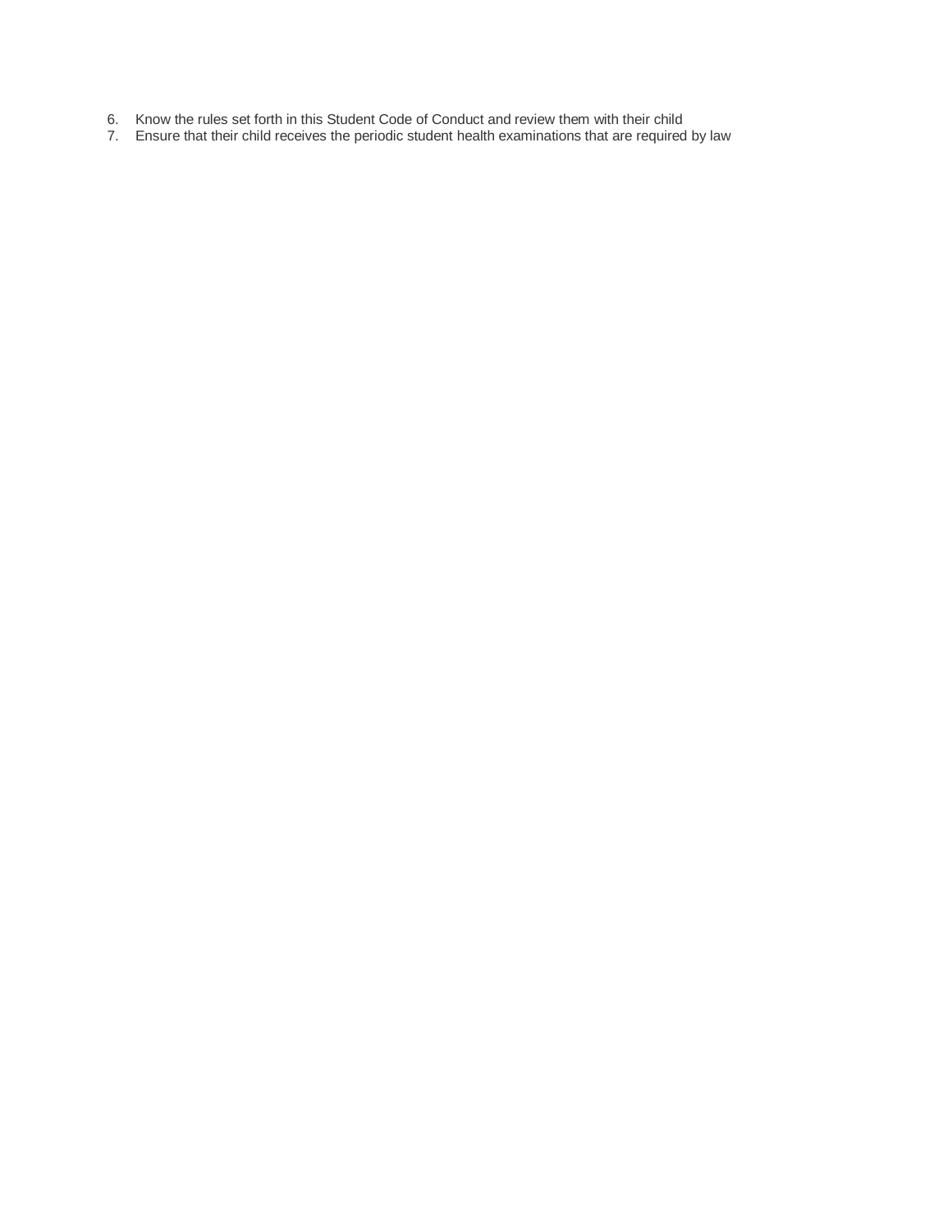6. Know the rules set forth in this Student Code of Conduct and review them with their child
7. Ensure that their child receives the periodic student health examinations that are required by law